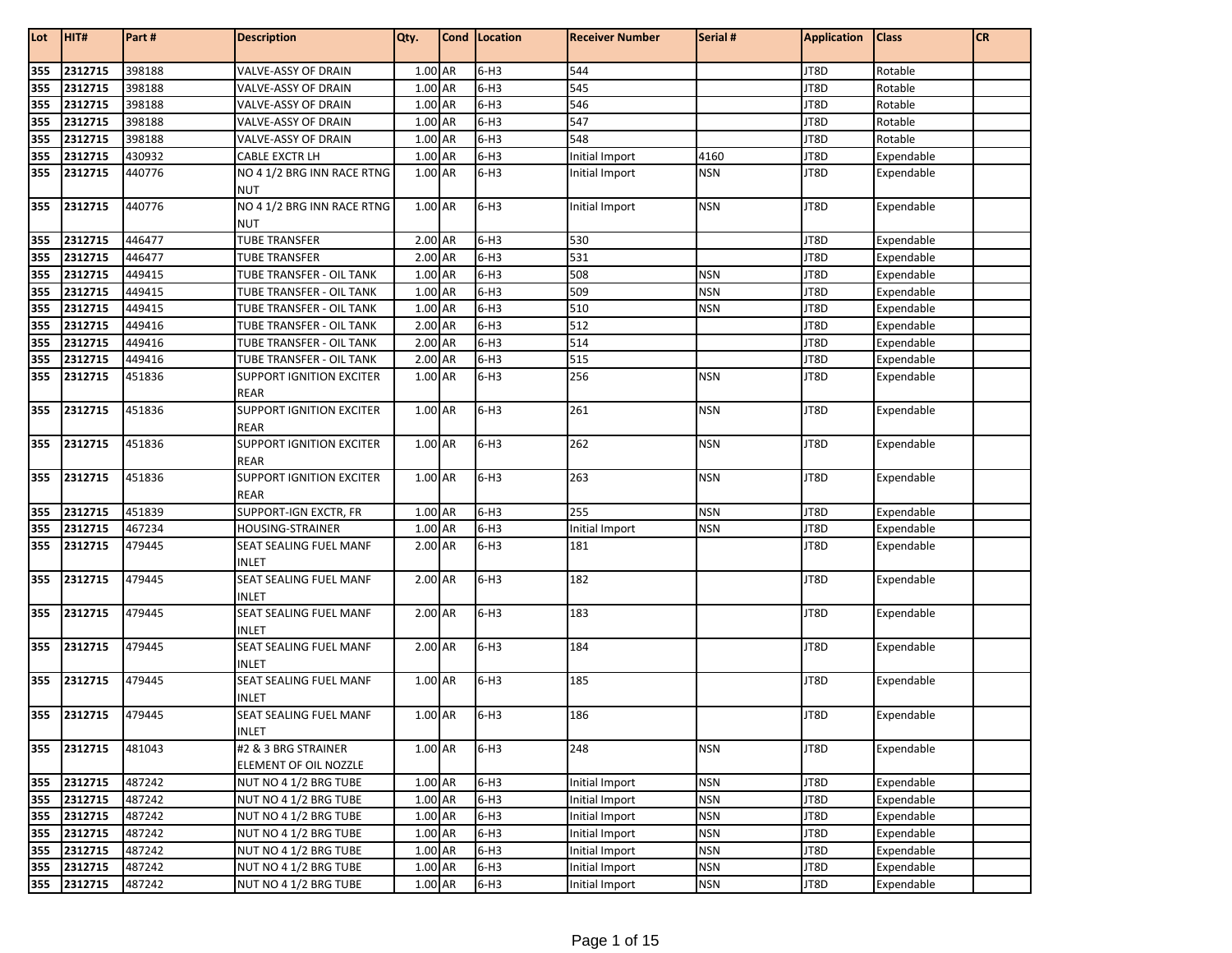| Lot | HIT# | Part # | Description | Qty. | Cond | Location | Receiver Number | Serial # | Application | Class | CR |
|---|---|---|---|---|---|---|---|---|---|---|---|
| 355 | 2312715 | 398188 | VALVE-ASSY OF DRAIN | 1.00 | AR | 6-H3 | 544 | | JT8D | Rotable | |
| 355 | 2312715 | 398188 | VALVE-ASSY OF DRAIN | 1.00 | AR | 6-H3 | 545 | | JT8D | Rotable | |
| 355 | 2312715 | 398188 | VALVE-ASSY OF DRAIN | 1.00 | AR | 6-H3 | 546 | | JT8D | Rotable | |
| 355 | 2312715 | 398188 | VALVE-ASSY OF DRAIN | 1.00 | AR | 6-H3 | 547 | | JT8D | Rotable | |
| 355 | 2312715 | 398188 | VALVE-ASSY OF DRAIN | 1.00 | AR | 6-H3 | 548 | | JT8D | Rotable | |
| 355 | 2312715 | 430932 | CABLE EXCTR LH | 1.00 | AR | 6-H3 | Initial Import | 4160 | JT8D | Expendable | |
| 355 | 2312715 | 440776 | NO 4 1/2 BRG INN RACE RTNG NUT | 1.00 | AR | 6-H3 | Initial Import | NSN | JT8D | Expendable | |
| 355 | 2312715 | 440776 | NO 4 1/2 BRG INN RACE RTNG NUT | 1.00 | AR | 6-H3 | Initial Import | NSN | JT8D | Expendable | |
| 355 | 2312715 | 446477 | TUBE TRANSFER | 2.00 | AR | 6-H3 | 530 | | JT8D | Expendable | |
| 355 | 2312715 | 446477 | TUBE TRANSFER | 2.00 | AR | 6-H3 | 531 | | JT8D | Expendable | |
| 355 | 2312715 | 449415 | TUBE TRANSFER - OIL TANK | 1.00 | AR | 6-H3 | 508 | NSN | JT8D | Expendable | |
| 355 | 2312715 | 449415 | TUBE TRANSFER - OIL TANK | 1.00 | AR | 6-H3 | 509 | NSN | JT8D | Expendable | |
| 355 | 2312715 | 449415 | TUBE TRANSFER - OIL TANK | 1.00 | AR | 6-H3 | 510 | NSN | JT8D | Expendable | |
| 355 | 2312715 | 449416 | TUBE TRANSFER - OIL TANK | 2.00 | AR | 6-H3 | 512 | | JT8D | Expendable | |
| 355 | 2312715 | 449416 | TUBE TRANSFER - OIL TANK | 2.00 | AR | 6-H3 | 514 | | JT8D | Expendable | |
| 355 | 2312715 | 449416 | TUBE TRANSFER - OIL TANK | 2.00 | AR | 6-H3 | 515 | | JT8D | Expendable | |
| 355 | 2312715 | 451836 | SUPPORT IGNITION EXCITER REAR | 1.00 | AR | 6-H3 | 256 | NSN | JT8D | Expendable | |
| 355 | 2312715 | 451836 | SUPPORT IGNITION EXCITER REAR | 1.00 | AR | 6-H3 | 261 | NSN | JT8D | Expendable | |
| 355 | 2312715 | 451836 | SUPPORT IGNITION EXCITER REAR | 1.00 | AR | 6-H3 | 262 | NSN | JT8D | Expendable | |
| 355 | 2312715 | 451836 | SUPPORT IGNITION EXCITER REAR | 1.00 | AR | 6-H3 | 263 | NSN | JT8D | Expendable | |
| 355 | 2312715 | 451839 | SUPPORT-IGN EXCTR, FR | 1.00 | AR | 6-H3 | 255 | NSN | JT8D | Expendable | |
| 355 | 2312715 | 467234 | HOUSING-STRAINER | 1.00 | AR | 6-H3 | Initial Import | NSN | JT8D | Expendable | |
| 355 | 2312715 | 479445 | SEAT SEALING FUEL MANF INLET | 2.00 | AR | 6-H3 | 181 | | JT8D | Expendable | |
| 355 | 2312715 | 479445 | SEAT SEALING FUEL MANF INLET | 2.00 | AR | 6-H3 | 182 | | JT8D | Expendable | |
| 355 | 2312715 | 479445 | SEAT SEALING FUEL MANF INLET | 2.00 | AR | 6-H3 | 183 | | JT8D | Expendable | |
| 355 | 2312715 | 479445 | SEAT SEALING FUEL MANF INLET | 2.00 | AR | 6-H3 | 184 | | JT8D | Expendable | |
| 355 | 2312715 | 479445 | SEAT SEALING FUEL MANF INLET | 1.00 | AR | 6-H3 | 185 | | JT8D | Expendable | |
| 355 | 2312715 | 479445 | SEAT SEALING FUEL MANF INLET | 1.00 | AR | 6-H3 | 186 | | JT8D | Expendable | |
| 355 | 2312715 | 481043 | #2 & 3 BRG STRAINER ELEMENT OF OIL NOZZLE | 1.00 | AR | 6-H3 | 248 | NSN | JT8D | Expendable | |
| 355 | 2312715 | 487242 | NUT NO 4 1/2 BRG TUBE | 1.00 | AR | 6-H3 | Initial Import | NSN | JT8D | Expendable | |
| 355 | 2312715 | 487242 | NUT NO 4 1/2 BRG TUBE | 1.00 | AR | 6-H3 | Initial Import | NSN | JT8D | Expendable | |
| 355 | 2312715 | 487242 | NUT NO 4 1/2 BRG TUBE | 1.00 | AR | 6-H3 | Initial Import | NSN | JT8D | Expendable | |
| 355 | 2312715 | 487242 | NUT NO 4 1/2 BRG TUBE | 1.00 | AR | 6-H3 | Initial Import | NSN | JT8D | Expendable | |
| 355 | 2312715 | 487242 | NUT NO 4 1/2 BRG TUBE | 1.00 | AR | 6-H3 | Initial Import | NSN | JT8D | Expendable | |
| 355 | 2312715 | 487242 | NUT NO 4 1/2 BRG TUBE | 1.00 | AR | 6-H3 | Initial Import | NSN | JT8D | Expendable | |
| 355 | 2312715 | 487242 | NUT NO 4 1/2 BRG TUBE | 1.00 | AR | 6-H3 | Initial Import | NSN | JT8D | Expendable | |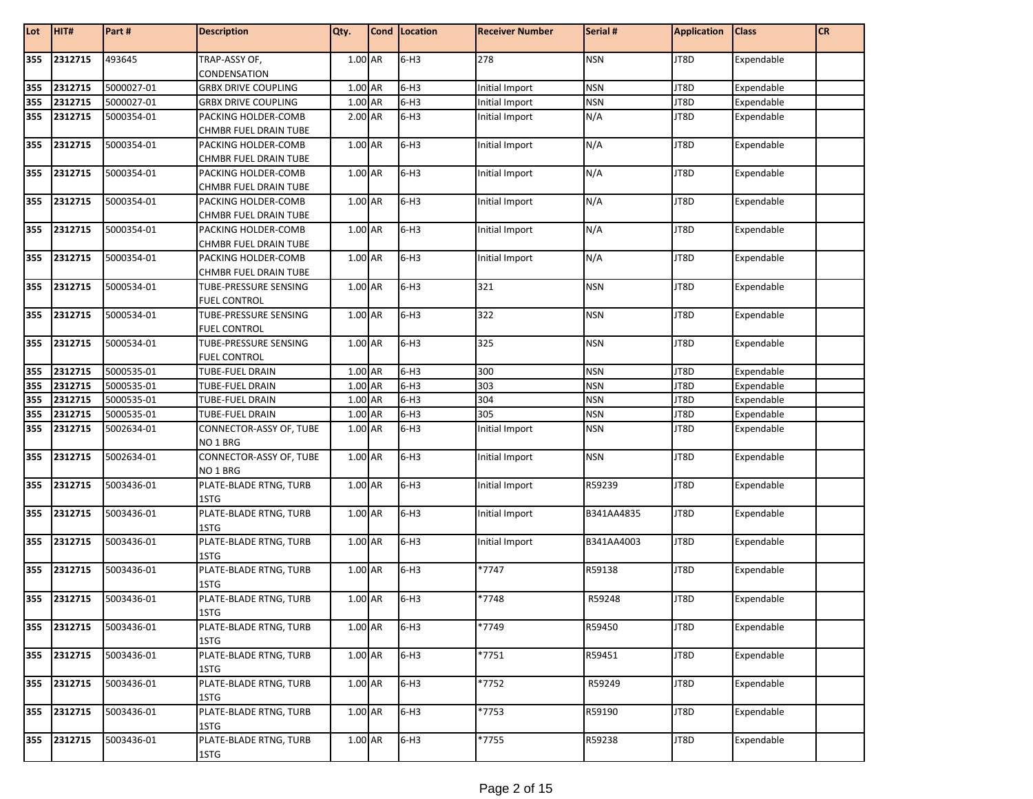| Lot | HIT# | Part # | Description | Qty. | Cond | Location | Receiver Number | Serial # | Application | Class | CR |
|---|---|---|---|---|---|---|---|---|---|---|---|
| 355 | 2312715 | 493645 | TRAP-ASSY OF, CONDENSATION | 1.00 | AR | 6-H3 | 278 | NSN | JT8D | Expendable | |
| 355 | 2312715 | 5000027-01 | GRBX DRIVE COUPLING | 1.00 | AR | 6-H3 | Initial Import | NSN | JT8D | Expendable | |
| 355 | 2312715 | 5000027-01 | GRBX DRIVE COUPLING | 1.00 | AR | 6-H3 | Initial Import | NSN | JT8D | Expendable | |
| 355 | 2312715 | 5000354-01 | PACKING HOLDER-COMB CHMBR FUEL DRAIN TUBE | 2.00 | AR | 6-H3 | Initial Import | N/A | JT8D | Expendable | |
| 355 | 2312715 | 5000354-01 | PACKING HOLDER-COMB CHMBR FUEL DRAIN TUBE | 1.00 | AR | 6-H3 | Initial Import | N/A | JT8D | Expendable | |
| 355 | 2312715 | 5000354-01 | PACKING HOLDER-COMB CHMBR FUEL DRAIN TUBE | 1.00 | AR | 6-H3 | Initial Import | N/A | JT8D | Expendable | |
| 355 | 2312715 | 5000354-01 | PACKING HOLDER-COMB CHMBR FUEL DRAIN TUBE | 1.00 | AR | 6-H3 | Initial Import | N/A | JT8D | Expendable | |
| 355 | 2312715 | 5000354-01 | PACKING HOLDER-COMB CHMBR FUEL DRAIN TUBE | 1.00 | AR | 6-H3 | Initial Import | N/A | JT8D | Expendable | |
| 355 | 2312715 | 5000354-01 | PACKING HOLDER-COMB CHMBR FUEL DRAIN TUBE | 1.00 | AR | 6-H3 | Initial Import | N/A | JT8D | Expendable | |
| 355 | 2312715 | 5000534-01 | TUBE-PRESSURE SENSING FUEL CONTROL | 1.00 | AR | 6-H3 | 321 | NSN | JT8D | Expendable | |
| 355 | 2312715 | 5000534-01 | TUBE-PRESSURE SENSING FUEL CONTROL | 1.00 | AR | 6-H3 | 322 | NSN | JT8D | Expendable | |
| 355 | 2312715 | 5000534-01 | TUBE-PRESSURE SENSING FUEL CONTROL | 1.00 | AR | 6-H3 | 325 | NSN | JT8D | Expendable | |
| 355 | 2312715 | 5000535-01 | TUBE-FUEL DRAIN | 1.00 | AR | 6-H3 | 300 | NSN | JT8D | Expendable | |
| 355 | 2312715 | 5000535-01 | TUBE-FUEL DRAIN | 1.00 | AR | 6-H3 | 303 | NSN | JT8D | Expendable | |
| 355 | 2312715 | 5000535-01 | TUBE-FUEL DRAIN | 1.00 | AR | 6-H3 | 304 | NSN | JT8D | Expendable | |
| 355 | 2312715 | 5000535-01 | TUBE-FUEL DRAIN | 1.00 | AR | 6-H3 | 305 | NSN | JT8D | Expendable | |
| 355 | 2312715 | 5002634-01 | CONNECTOR-ASSY OF, TUBE NO 1 BRG | 1.00 | AR | 6-H3 | Initial Import | NSN | JT8D | Expendable | |
| 355 | 2312715 | 5002634-01 | CONNECTOR-ASSY OF, TUBE NO 1 BRG | 1.00 | AR | 6-H3 | Initial Import | NSN | JT8D | Expendable | |
| 355 | 2312715 | 5003436-01 | PLATE-BLADE RTNG, TURB 1STG | 1.00 | AR | 6-H3 | Initial Import | R59239 | JT8D | Expendable | |
| 355 | 2312715 | 5003436-01 | PLATE-BLADE RTNG, TURB 1STG | 1.00 | AR | 6-H3 | Initial Import | B341AA4835 | JT8D | Expendable | |
| 355 | 2312715 | 5003436-01 | PLATE-BLADE RTNG, TURB 1STG | 1.00 | AR | 6-H3 | Initial Import | B341AA4003 | JT8D | Expendable | |
| 355 | 2312715 | 5003436-01 | PLATE-BLADE RTNG, TURB 1STG | 1.00 | AR | 6-H3 | *7747 | R59138 | JT8D | Expendable | |
| 355 | 2312715 | 5003436-01 | PLATE-BLADE RTNG, TURB 1STG | 1.00 | AR | 6-H3 | *7748 | R59248 | JT8D | Expendable | |
| 355 | 2312715 | 5003436-01 | PLATE-BLADE RTNG, TURB 1STG | 1.00 | AR | 6-H3 | *7749 | R59450 | JT8D | Expendable | |
| 355 | 2312715 | 5003436-01 | PLATE-BLADE RTNG, TURB 1STG | 1.00 | AR | 6-H3 | *7751 | R59451 | JT8D | Expendable | |
| 355 | 2312715 | 5003436-01 | PLATE-BLADE RTNG, TURB 1STG | 1.00 | AR | 6-H3 | *7752 | R59249 | JT8D | Expendable | |
| 355 | 2312715 | 5003436-01 | PLATE-BLADE RTNG, TURB 1STG | 1.00 | AR | 6-H3 | *7753 | R59190 | JT8D | Expendable | |
| 355 | 2312715 | 5003436-01 | PLATE-BLADE RTNG, TURB 1STG | 1.00 | AR | 6-H3 | *7755 | R59238 | JT8D | Expendable | |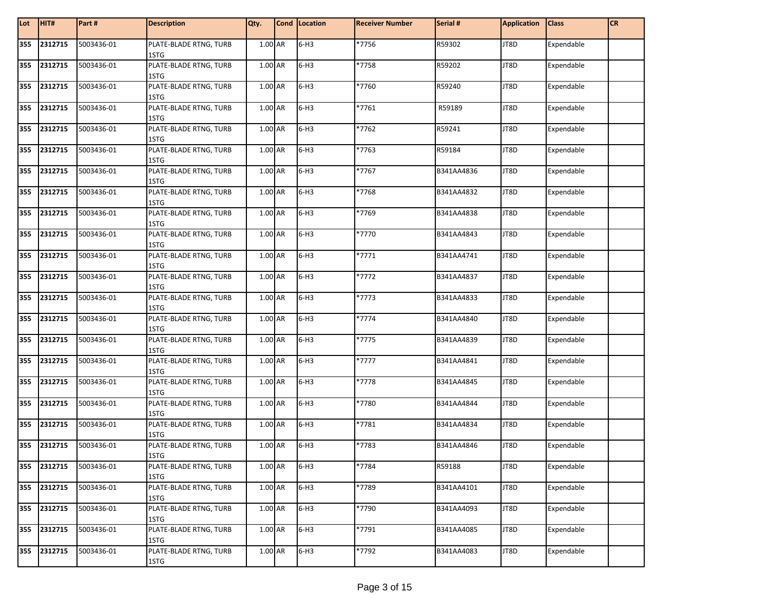| Lot | HIT# | Part # | Description | Qty. | Cond | Location | Receiver Number | Serial # | Application | Class | CR |
|---|---|---|---|---|---|---|---|---|---|---|---|
| 355 | 2312715 | 5003436-01 | PLATE-BLADE RTNG, TURB 1STG | 1.00 | AR | 6-H3 | *7756 | R59302 | JT8D | Expendable | |
| 355 | 2312715 | 5003436-01 | PLATE-BLADE RTNG, TURB 1STG | 1.00 | AR | 6-H3 | *7758 | R59202 | JT8D | Expendable | |
| 355 | 2312715 | 5003436-01 | PLATE-BLADE RTNG, TURB 1STG | 1.00 | AR | 6-H3 | *7760 | R59240 | JT8D | Expendable | |
| 355 | 2312715 | 5003436-01 | PLATE-BLADE RTNG, TURB 1STG | 1.00 | AR | 6-H3 | *7761 | R59189 | JT8D | Expendable | |
| 355 | 2312715 | 5003436-01 | PLATE-BLADE RTNG, TURB 1STG | 1.00 | AR | 6-H3 | *7762 | R59241 | JT8D | Expendable | |
| 355 | 2312715 | 5003436-01 | PLATE-BLADE RTNG, TURB 1STG | 1.00 | AR | 6-H3 | *7763 | R59184 | JT8D | Expendable | |
| 355 | 2312715 | 5003436-01 | PLATE-BLADE RTNG, TURB 1STG | 1.00 | AR | 6-H3 | *7767 | B341AA4836 | JT8D | Expendable | |
| 355 | 2312715 | 5003436-01 | PLATE-BLADE RTNG, TURB 1STG | 1.00 | AR | 6-H3 | *7768 | B341AA4832 | JT8D | Expendable | |
| 355 | 2312715 | 5003436-01 | PLATE-BLADE RTNG, TURB 1STG | 1.00 | AR | 6-H3 | *7769 | B341AA4838 | JT8D | Expendable | |
| 355 | 2312715 | 5003436-01 | PLATE-BLADE RTNG, TURB 1STG | 1.00 | AR | 6-H3 | *7770 | B341AA4843 | JT8D | Expendable | |
| 355 | 2312715 | 5003436-01 | PLATE-BLADE RTNG, TURB 1STG | 1.00 | AR | 6-H3 | *7771 | B341AA4741 | JT8D | Expendable | |
| 355 | 2312715 | 5003436-01 | PLATE-BLADE RTNG, TURB 1STG | 1.00 | AR | 6-H3 | *7772 | B341AA4837 | JT8D | Expendable | |
| 355 | 2312715 | 5003436-01 | PLATE-BLADE RTNG, TURB 1STG | 1.00 | AR | 6-H3 | *7773 | B341AA4833 | JT8D | Expendable | |
| 355 | 2312715 | 5003436-01 | PLATE-BLADE RTNG, TURB 1STG | 1.00 | AR | 6-H3 | *7774 | B341AA4840 | JT8D | Expendable | |
| 355 | 2312715 | 5003436-01 | PLATE-BLADE RTNG, TURB 1STG | 1.00 | AR | 6-H3 | *7775 | B341AA4839 | JT8D | Expendable | |
| 355 | 2312715 | 5003436-01 | PLATE-BLADE RTNG, TURB 1STG | 1.00 | AR | 6-H3 | *7777 | B341AA4841 | JT8D | Expendable | |
| 355 | 2312715 | 5003436-01 | PLATE-BLADE RTNG, TURB 1STG | 1.00 | AR | 6-H3 | *7778 | B341AA4845 | JT8D | Expendable | |
| 355 | 2312715 | 5003436-01 | PLATE-BLADE RTNG, TURB 1STG | 1.00 | AR | 6-H3 | *7780 | B341AA4844 | JT8D | Expendable | |
| 355 | 2312715 | 5003436-01 | PLATE-BLADE RTNG, TURB 1STG | 1.00 | AR | 6-H3 | *7781 | B341AA4834 | JT8D | Expendable | |
| 355 | 2312715 | 5003436-01 | PLATE-BLADE RTNG, TURB 1STG | 1.00 | AR | 6-H3 | *7783 | B341AA4846 | JT8D | Expendable | |
| 355 | 2312715 | 5003436-01 | PLATE-BLADE RTNG, TURB 1STG | 1.00 | AR | 6-H3 | *7784 | R59188 | JT8D | Expendable | |
| 355 | 2312715 | 5003436-01 | PLATE-BLADE RTNG, TURB 1STG | 1.00 | AR | 6-H3 | *7789 | B341AA4101 | JT8D | Expendable | |
| 355 | 2312715 | 5003436-01 | PLATE-BLADE RTNG, TURB 1STG | 1.00 | AR | 6-H3 | *7790 | B341AA4093 | JT8D | Expendable | |
| 355 | 2312715 | 5003436-01 | PLATE-BLADE RTNG, TURB 1STG | 1.00 | AR | 6-H3 | *7791 | B341AA4085 | JT8D | Expendable | |
| 355 | 2312715 | 5003436-01 | PLATE-BLADE RTNG, TURB 1STG | 1.00 | AR | 6-H3 | *7792 | B341AA4083 | JT8D | Expendable | |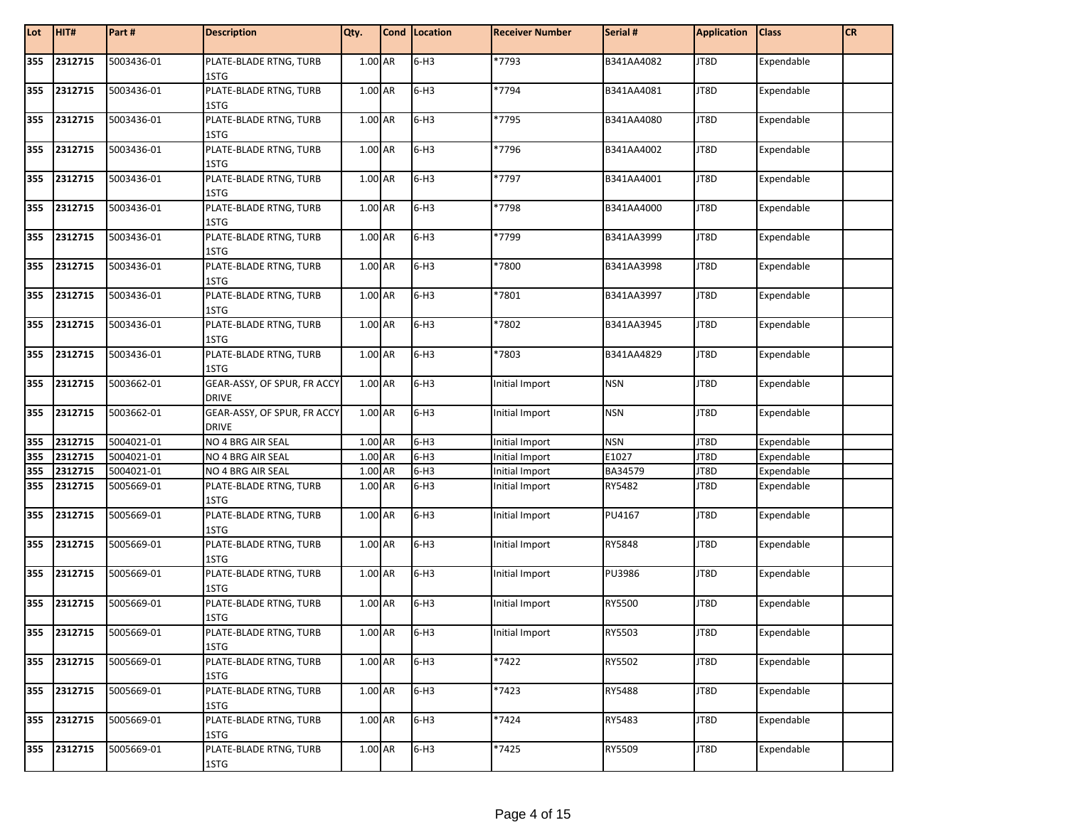| Lot | HIT# | Part # | Description | Qty. | Cond | Location | Receiver Number | Serial # | Application | Class | CR |
|---|---|---|---|---|---|---|---|---|---|---|---|
| 355 | 2312715 | 5003436-01 | PLATE-BLADE RTNG, TURB 1STG | 1.00 | AR | 6-H3 | *7793 | B341AA4082 | JT8D | Expendable | |
| 355 | 2312715 | 5003436-01 | PLATE-BLADE RTNG, TURB 1STG | 1.00 | AR | 6-H3 | *7794 | B341AA4081 | JT8D | Expendable | |
| 355 | 2312715 | 5003436-01 | PLATE-BLADE RTNG, TURB 1STG | 1.00 | AR | 6-H3 | *7795 | B341AA4080 | JT8D | Expendable | |
| 355 | 2312715 | 5003436-01 | PLATE-BLADE RTNG, TURB 1STG | 1.00 | AR | 6-H3 | *7796 | B341AA4002 | JT8D | Expendable | |
| 355 | 2312715 | 5003436-01 | PLATE-BLADE RTNG, TURB 1STG | 1.00 | AR | 6-H3 | *7797 | B341AA4001 | JT8D | Expendable | |
| 355 | 2312715 | 5003436-01 | PLATE-BLADE RTNG, TURB 1STG | 1.00 | AR | 6-H3 | *7798 | B341AA4000 | JT8D | Expendable | |
| 355 | 2312715 | 5003436-01 | PLATE-BLADE RTNG, TURB 1STG | 1.00 | AR | 6-H3 | *7799 | B341AA3999 | JT8D | Expendable | |
| 355 | 2312715 | 5003436-01 | PLATE-BLADE RTNG, TURB 1STG | 1.00 | AR | 6-H3 | *7800 | B341AA3998 | JT8D | Expendable | |
| 355 | 2312715 | 5003436-01 | PLATE-BLADE RTNG, TURB 1STG | 1.00 | AR | 6-H3 | *7801 | B341AA3997 | JT8D | Expendable | |
| 355 | 2312715 | 5003436-01 | PLATE-BLADE RTNG, TURB 1STG | 1.00 | AR | 6-H3 | *7802 | B341AA3945 | JT8D | Expendable | |
| 355 | 2312715 | 5003436-01 | PLATE-BLADE RTNG, TURB 1STG | 1.00 | AR | 6-H3 | *7803 | B341AA4829 | JT8D | Expendable | |
| 355 | 2312715 | 5003662-01 | GEAR-ASSY, OF SPUR, FR ACCY DRIVE | 1.00 | AR | 6-H3 | Initial Import | NSN | JT8D | Expendable | |
| 355 | 2312715 | 5003662-01 | GEAR-ASSY, OF SPUR, FR ACCY DRIVE | 1.00 | AR | 6-H3 | Initial Import | NSN | JT8D | Expendable | |
| 355 | 2312715 | 5004021-01 | NO 4 BRG AIR SEAL | 1.00 | AR | 6-H3 | Initial Import | NSN | JT8D | Expendable | |
| 355 | 2312715 | 5004021-01 | NO 4 BRG AIR SEAL | 1.00 | AR | 6-H3 | Initial Import | E1027 | JT8D | Expendable | |
| 355 | 2312715 | 5004021-01 | NO 4 BRG AIR SEAL | 1.00 | AR | 6-H3 | Initial Import | BA34579 | JT8D | Expendable | |
| 355 | 2312715 | 5005669-01 | PLATE-BLADE RTNG, TURB 1STG | 1.00 | AR | 6-H3 | Initial Import | RY5482 | JT8D | Expendable | |
| 355 | 2312715 | 5005669-01 | PLATE-BLADE RTNG, TURB 1STG | 1.00 | AR | 6-H3 | Initial Import | PU4167 | JT8D | Expendable | |
| 355 | 2312715 | 5005669-01 | PLATE-BLADE RTNG, TURB 1STG | 1.00 | AR | 6-H3 | Initial Import | RY5848 | JT8D | Expendable | |
| 355 | 2312715 | 5005669-01 | PLATE-BLADE RTNG, TURB 1STG | 1.00 | AR | 6-H3 | Initial Import | PU3986 | JT8D | Expendable | |
| 355 | 2312715 | 5005669-01 | PLATE-BLADE RTNG, TURB 1STG | 1.00 | AR | 6-H3 | Initial Import | RY5500 | JT8D | Expendable | |
| 355 | 2312715 | 5005669-01 | PLATE-BLADE RTNG, TURB 1STG | 1.00 | AR | 6-H3 | Initial Import | RY5503 | JT8D | Expendable | |
| 355 | 2312715 | 5005669-01 | PLATE-BLADE RTNG, TURB 1STG | 1.00 | AR | 6-H3 | *7422 | RY5502 | JT8D | Expendable | |
| 355 | 2312715 | 5005669-01 | PLATE-BLADE RTNG, TURB 1STG | 1.00 | AR | 6-H3 | *7423 | RY5488 | JT8D | Expendable | |
| 355 | 2312715 | 5005669-01 | PLATE-BLADE RTNG, TURB 1STG | 1.00 | AR | 6-H3 | *7424 | RY5483 | JT8D | Expendable | |
| 355 | 2312715 | 5005669-01 | PLATE-BLADE RTNG, TURB 1STG | 1.00 | AR | 6-H3 | *7425 | RY5509 | JT8D | Expendable | |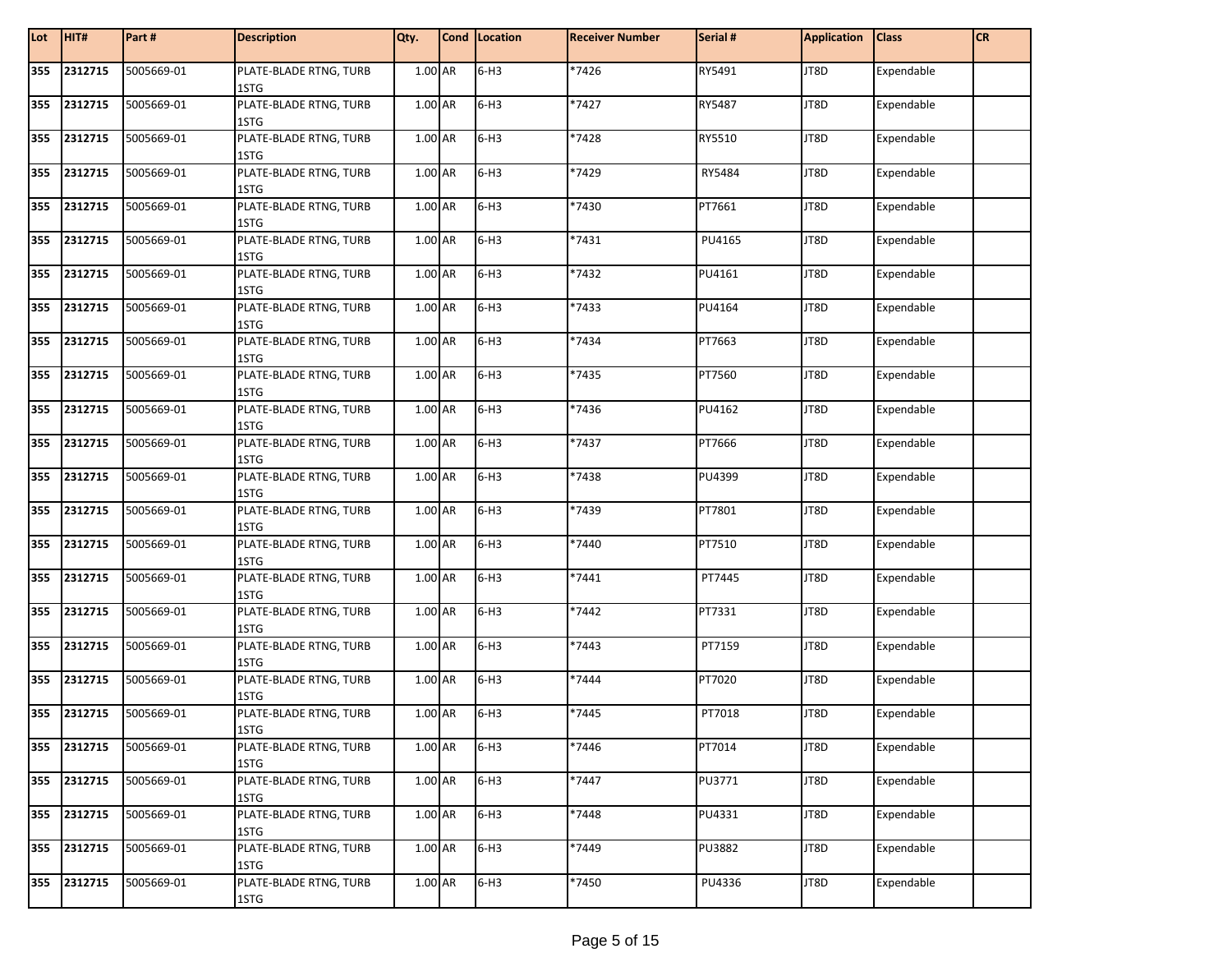| Lot | HIT# | Part # | Description | Qty. | Cond | Location | Receiver Number | Serial # | Application | Class | CR |
|---|---|---|---|---|---|---|---|---|---|---|---|
| 355 | 2312715 | 5005669-01 | PLATE-BLADE RTNG, TURB 1STG | 1.00 | AR | 6-H3 | *7426 | RY5491 | JT8D | Expendable | |
| 355 | 2312715 | 5005669-01 | PLATE-BLADE RTNG, TURB 1STG | 1.00 | AR | 6-H3 | *7427 | RY5487 | JT8D | Expendable | |
| 355 | 2312715 | 5005669-01 | PLATE-BLADE RTNG, TURB 1STG | 1.00 | AR | 6-H3 | *7428 | RY5510 | JT8D | Expendable | |
| 355 | 2312715 | 5005669-01 | PLATE-BLADE RTNG, TURB 1STG | 1.00 | AR | 6-H3 | *7429 | RY5484 | JT8D | Expendable | |
| 355 | 2312715 | 5005669-01 | PLATE-BLADE RTNG, TURB 1STG | 1.00 | AR | 6-H3 | *7430 | PT7661 | JT8D | Expendable | |
| 355 | 2312715 | 5005669-01 | PLATE-BLADE RTNG, TURB 1STG | 1.00 | AR | 6-H3 | *7431 | PU4165 | JT8D | Expendable | |
| 355 | 2312715 | 5005669-01 | PLATE-BLADE RTNG, TURB 1STG | 1.00 | AR | 6-H3 | *7432 | PU4161 | JT8D | Expendable | |
| 355 | 2312715 | 5005669-01 | PLATE-BLADE RTNG, TURB 1STG | 1.00 | AR | 6-H3 | *7433 | PU4164 | JT8D | Expendable | |
| 355 | 2312715 | 5005669-01 | PLATE-BLADE RTNG, TURB 1STG | 1.00 | AR | 6-H3 | *7434 | PT7663 | JT8D | Expendable | |
| 355 | 2312715 | 5005669-01 | PLATE-BLADE RTNG, TURB 1STG | 1.00 | AR | 6-H3 | *7435 | PT7560 | JT8D | Expendable | |
| 355 | 2312715 | 5005669-01 | PLATE-BLADE RTNG, TURB 1STG | 1.00 | AR | 6-H3 | *7436 | PU4162 | JT8D | Expendable | |
| 355 | 2312715 | 5005669-01 | PLATE-BLADE RTNG, TURB 1STG | 1.00 | AR | 6-H3 | *7437 | PT7666 | JT8D | Expendable | |
| 355 | 2312715 | 5005669-01 | PLATE-BLADE RTNG, TURB 1STG | 1.00 | AR | 6-H3 | *7438 | PU4399 | JT8D | Expendable | |
| 355 | 2312715 | 5005669-01 | PLATE-BLADE RTNG, TURB 1STG | 1.00 | AR | 6-H3 | *7439 | PT7801 | JT8D | Expendable | |
| 355 | 2312715 | 5005669-01 | PLATE-BLADE RTNG, TURB 1STG | 1.00 | AR | 6-H3 | *7440 | PT7510 | JT8D | Expendable | |
| 355 | 2312715 | 5005669-01 | PLATE-BLADE RTNG, TURB 1STG | 1.00 | AR | 6-H3 | *7441 | PT7445 | JT8D | Expendable | |
| 355 | 2312715 | 5005669-01 | PLATE-BLADE RTNG, TURB 1STG | 1.00 | AR | 6-H3 | *7442 | PT7331 | JT8D | Expendable | |
| 355 | 2312715 | 5005669-01 | PLATE-BLADE RTNG, TURB 1STG | 1.00 | AR | 6-H3 | *7443 | PT7159 | JT8D | Expendable | |
| 355 | 2312715 | 5005669-01 | PLATE-BLADE RTNG, TURB 1STG | 1.00 | AR | 6-H3 | *7444 | PT7020 | JT8D | Expendable | |
| 355 | 2312715 | 5005669-01 | PLATE-BLADE RTNG, TURB 1STG | 1.00 | AR | 6-H3 | *7445 | PT7018 | JT8D | Expendable | |
| 355 | 2312715 | 5005669-01 | PLATE-BLADE RTNG, TURB 1STG | 1.00 | AR | 6-H3 | *7446 | PT7014 | JT8D | Expendable | |
| 355 | 2312715 | 5005669-01 | PLATE-BLADE RTNG, TURB 1STG | 1.00 | AR | 6-H3 | *7447 | PU3771 | JT8D | Expendable | |
| 355 | 2312715 | 5005669-01 | PLATE-BLADE RTNG, TURB 1STG | 1.00 | AR | 6-H3 | *7448 | PU4331 | JT8D | Expendable | |
| 355 | 2312715 | 5005669-01 | PLATE-BLADE RTNG, TURB 1STG | 1.00 | AR | 6-H3 | *7449 | PU3882 | JT8D | Expendable | |
| 355 | 2312715 | 5005669-01 | PLATE-BLADE RTNG, TURB 1STG | 1.00 | AR | 6-H3 | *7450 | PU4336 | JT8D | Expendable | |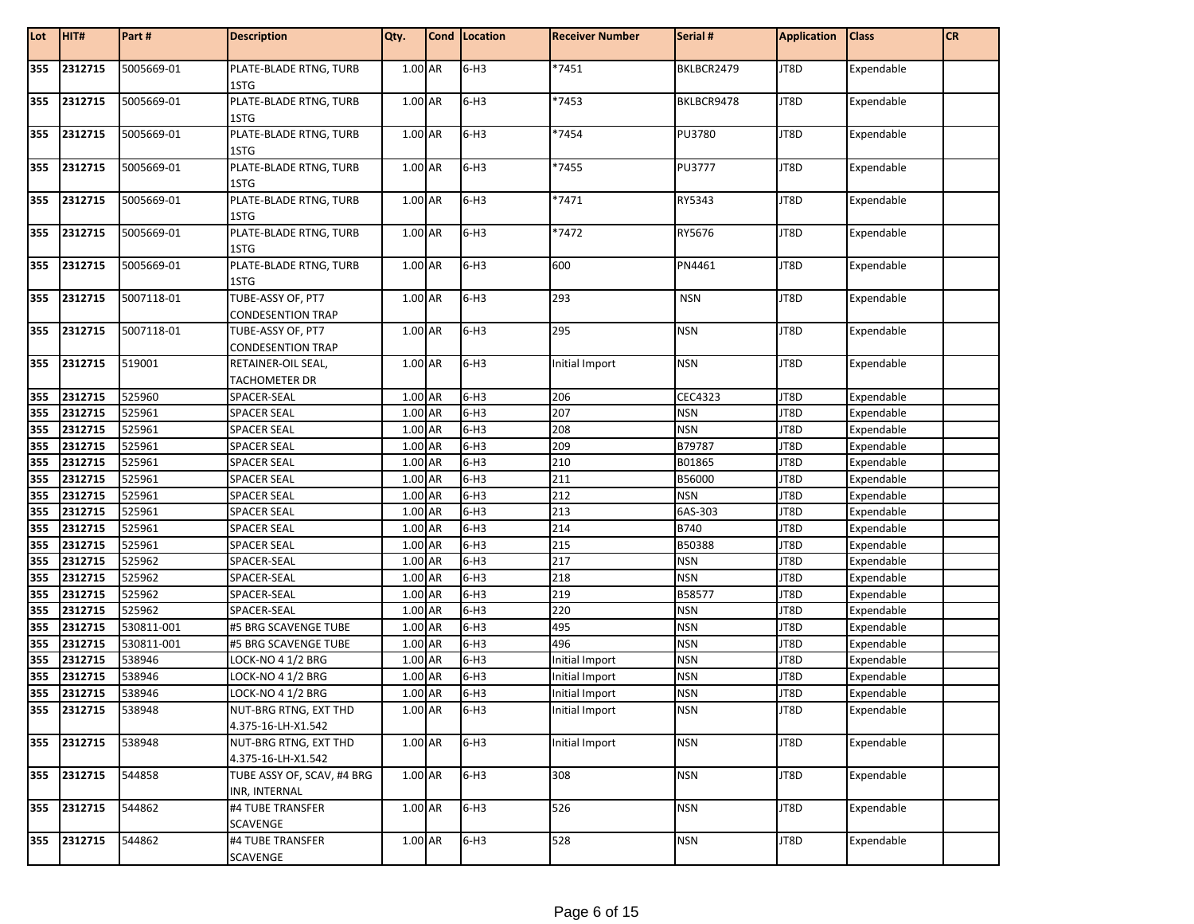| Lot | HIT# | Part # | Description | Qty. | Cond | Location | Receiver Number | Serial # | Application | Class | CR |
|---|---|---|---|---|---|---|---|---|---|---|---|
| 355 | 2312715 | 5005669-01 | PLATE-BLADE RTNG, TURB 1STG | 1.00 | AR | 6-H3 | *7451 | BKLBCR2479 | JT8D | Expendable | |
| 355 | 2312715 | 5005669-01 | PLATE-BLADE RTNG, TURB 1STG | 1.00 | AR | 6-H3 | *7453 | BKLBCR9478 | JT8D | Expendable | |
| 355 | 2312715 | 5005669-01 | PLATE-BLADE RTNG, TURB 1STG | 1.00 | AR | 6-H3 | *7454 | PU3780 | JT8D | Expendable | |
| 355 | 2312715 | 5005669-01 | PLATE-BLADE RTNG, TURB 1STG | 1.00 | AR | 6-H3 | *7455 | PU3777 | JT8D | Expendable | |
| 355 | 2312715 | 5005669-01 | PLATE-BLADE RTNG, TURB 1STG | 1.00 | AR | 6-H3 | *7471 | RY5343 | JT8D | Expendable | |
| 355 | 2312715 | 5005669-01 | PLATE-BLADE RTNG, TURB 1STG | 1.00 | AR | 6-H3 | *7472 | RY5676 | JT8D | Expendable | |
| 355 | 2312715 | 5005669-01 | PLATE-BLADE RTNG, TURB 1STG | 1.00 | AR | 6-H3 | 600 | PN4461 | JT8D | Expendable | |
| 355 | 2312715 | 5007118-01 | TUBE-ASSY OF, PT7 CONDESENTION TRAP | 1.00 | AR | 6-H3 | 293 | NSN | JT8D | Expendable | |
| 355 | 2312715 | 5007118-01 | TUBE-ASSY OF, PT7 CONDESENTION TRAP | 1.00 | AR | 6-H3 | 295 | NSN | JT8D | Expendable | |
| 355 | 2312715 | 519001 | RETAINER-OIL SEAL, TACHOMETER DR | 1.00 | AR | 6-H3 | Initial Import | NSN | JT8D | Expendable | |
| 355 | 2312715 | 525960 | SPACER-SEAL | 1.00 | AR | 6-H3 | 206 | CEC4323 | JT8D | Expendable | |
| 355 | 2312715 | 525961 | SPACER SEAL | 1.00 | AR | 6-H3 | 207 | NSN | JT8D | Expendable | |
| 355 | 2312715 | 525961 | SPACER SEAL | 1.00 | AR | 6-H3 | 208 | NSN | JT8D | Expendable | |
| 355 | 2312715 | 525961 | SPACER SEAL | 1.00 | AR | 6-H3 | 209 | B79787 | JT8D | Expendable | |
| 355 | 2312715 | 525961 | SPACER SEAL | 1.00 | AR | 6-H3 | 210 | B01865 | JT8D | Expendable | |
| 355 | 2312715 | 525961 | SPACER SEAL | 1.00 | AR | 6-H3 | 211 | B56000 | JT8D | Expendable | |
| 355 | 2312715 | 525961 | SPACER SEAL | 1.00 | AR | 6-H3 | 212 | NSN | JT8D | Expendable | |
| 355 | 2312715 | 525961 | SPACER SEAL | 1.00 | AR | 6-H3 | 213 | 6AS-303 | JT8D | Expendable | |
| 355 | 2312715 | 525961 | SPACER SEAL | 1.00 | AR | 6-H3 | 214 | B740 | JT8D | Expendable | |
| 355 | 2312715 | 525961 | SPACER SEAL | 1.00 | AR | 6-H3 | 215 | B50388 | JT8D | Expendable | |
| 355 | 2312715 | 525962 | SPACER-SEAL | 1.00 | AR | 6-H3 | 217 | NSN | JT8D | Expendable | |
| 355 | 2312715 | 525962 | SPACER-SEAL | 1.00 | AR | 6-H3 | 218 | NSN | JT8D | Expendable | |
| 355 | 2312715 | 525962 | SPACER-SEAL | 1.00 | AR | 6-H3 | 219 | B58577 | JT8D | Expendable | |
| 355 | 2312715 | 525962 | SPACER-SEAL | 1.00 | AR | 6-H3 | 220 | NSN | JT8D | Expendable | |
| 355 | 2312715 | 530811-001 | #5 BRG SCAVENGE TUBE | 1.00 | AR | 6-H3 | 495 | NSN | JT8D | Expendable | |
| 355 | 2312715 | 530811-001 | #5 BRG SCAVENGE TUBE | 1.00 | AR | 6-H3 | 496 | NSN | JT8D | Expendable | |
| 355 | 2312715 | 538946 | LOCK-NO 4 1/2 BRG | 1.00 | AR | 6-H3 | Initial Import | NSN | JT8D | Expendable | |
| 355 | 2312715 | 538946 | LOCK-NO 4 1/2 BRG | 1.00 | AR | 6-H3 | Initial Import | NSN | JT8D | Expendable | |
| 355 | 2312715 | 538946 | LOCK-NO 4 1/2 BRG | 1.00 | AR | 6-H3 | Initial Import | NSN | JT8D | Expendable | |
| 355 | 2312715 | 538948 | NUT-BRG RTNG, EXT THD 4.375-16-LH-X1.542 | 1.00 | AR | 6-H3 | Initial Import | NSN | JT8D | Expendable | |
| 355 | 2312715 | 538948 | NUT-BRG RTNG, EXT THD 4.375-16-LH-X1.542 | 1.00 | AR | 6-H3 | Initial Import | NSN | JT8D | Expendable | |
| 355 | 2312715 | 544858 | TUBE ASSY OF, SCAV, #4 BRG INR, INTERNAL | 1.00 | AR | 6-H3 | 308 | NSN | JT8D | Expendable | |
| 355 | 2312715 | 544862 | #4 TUBE TRANSFER SCAVENGE | 1.00 | AR | 6-H3 | 526 | NSN | JT8D | Expendable | |
| 355 | 2312715 | 544862 | #4 TUBE TRANSFER SCAVENGE | 1.00 | AR | 6-H3 | 528 | NSN | JT8D | Expendable | |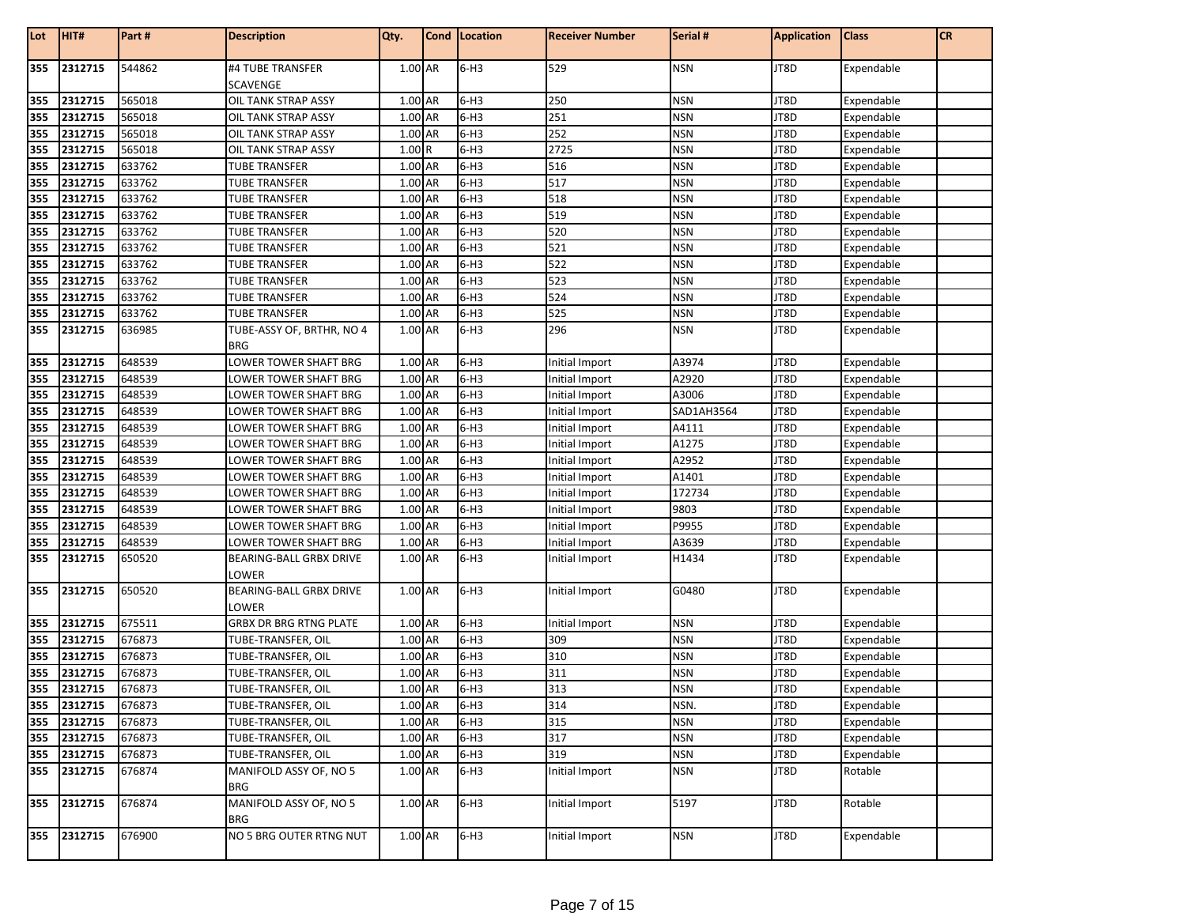| Lot | HIT# | Part # | Description | Qty. | Cond | Location | Receiver Number | Serial # | Application | Class | CR |
|---|---|---|---|---|---|---|---|---|---|---|---|
| 355 | 2312715 | 544862 | #4 TUBE TRANSFER SCAVENGE | 1.00 | AR | 6-H3 | 529 | NSN | JT8D | Expendable | |
| 355 | 2312715 | 565018 | OIL TANK STRAP ASSY | 1.00 | AR | 6-H3 | 250 | NSN | JT8D | Expendable | |
| 355 | 2312715 | 565018 | OIL TANK STRAP ASSY | 1.00 | AR | 6-H3 | 251 | NSN | JT8D | Expendable | |
| 355 | 2312715 | 565018 | OIL TANK STRAP ASSY | 1.00 | AR | 6-H3 | 252 | NSN | JT8D | Expendable | |
| 355 | 2312715 | 565018 | OIL TANK STRAP ASSY | 1.00 | R | 6-H3 | 2725 | NSN | JT8D | Expendable | |
| 355 | 2312715 | 633762 | TUBE TRANSFER | 1.00 | AR | 6-H3 | 516 | NSN | JT8D | Expendable | |
| 355 | 2312715 | 633762 | TUBE TRANSFER | 1.00 | AR | 6-H3 | 517 | NSN | JT8D | Expendable | |
| 355 | 2312715 | 633762 | TUBE TRANSFER | 1.00 | AR | 6-H3 | 518 | NSN | JT8D | Expendable | |
| 355 | 2312715 | 633762 | TUBE TRANSFER | 1.00 | AR | 6-H3 | 519 | NSN | JT8D | Expendable | |
| 355 | 2312715 | 633762 | TUBE TRANSFER | 1.00 | AR | 6-H3 | 520 | NSN | JT8D | Expendable | |
| 355 | 2312715 | 633762 | TUBE TRANSFER | 1.00 | AR | 6-H3 | 521 | NSN | JT8D | Expendable | |
| 355 | 2312715 | 633762 | TUBE TRANSFER | 1.00 | AR | 6-H3 | 522 | NSN | JT8D | Expendable | |
| 355 | 2312715 | 633762 | TUBE TRANSFER | 1.00 | AR | 6-H3 | 523 | NSN | JT8D | Expendable | |
| 355 | 2312715 | 633762 | TUBE TRANSFER | 1.00 | AR | 6-H3 | 524 | NSN | JT8D | Expendable | |
| 355 | 2312715 | 633762 | TUBE TRANSFER | 1.00 | AR | 6-H3 | 525 | NSN | JT8D | Expendable | |
| 355 | 2312715 | 636985 | TUBE-ASSY OF, BRTHR, NO 4 BRG | 1.00 | AR | 6-H3 | 296 | NSN | JT8D | Expendable | |
| 355 | 2312715 | 648539 | LOWER TOWER SHAFT BRG | 1.00 | AR | 6-H3 | Initial Import | A3974 | JT8D | Expendable | |
| 355 | 2312715 | 648539 | LOWER TOWER SHAFT BRG | 1.00 | AR | 6-H3 | Initial Import | A2920 | JT8D | Expendable | |
| 355 | 2312715 | 648539 | LOWER TOWER SHAFT BRG | 1.00 | AR | 6-H3 | Initial Import | A3006 | JT8D | Expendable | |
| 355 | 2312715 | 648539 | LOWER TOWER SHAFT BRG | 1.00 | AR | 6-H3 | Initial Import | SAD1AH3564 | JT8D | Expendable | |
| 355 | 2312715 | 648539 | LOWER TOWER SHAFT BRG | 1.00 | AR | 6-H3 | Initial Import | A4111 | JT8D | Expendable | |
| 355 | 2312715 | 648539 | LOWER TOWER SHAFT BRG | 1.00 | AR | 6-H3 | Initial Import | A1275 | JT8D | Expendable | |
| 355 | 2312715 | 648539 | LOWER TOWER SHAFT BRG | 1.00 | AR | 6-H3 | Initial Import | A2952 | JT8D | Expendable | |
| 355 | 2312715 | 648539 | LOWER TOWER SHAFT BRG | 1.00 | AR | 6-H3 | Initial Import | A1401 | JT8D | Expendable | |
| 355 | 2312715 | 648539 | LOWER TOWER SHAFT BRG | 1.00 | AR | 6-H3 | Initial Import | 172734 | JT8D | Expendable | |
| 355 | 2312715 | 648539 | LOWER TOWER SHAFT BRG | 1.00 | AR | 6-H3 | Initial Import | 9803 | JT8D | Expendable | |
| 355 | 2312715 | 648539 | LOWER TOWER SHAFT BRG | 1.00 | AR | 6-H3 | Initial Import | P9955 | JT8D | Expendable | |
| 355 | 2312715 | 648539 | LOWER TOWER SHAFT BRG | 1.00 | AR | 6-H3 | Initial Import | A3639 | JT8D | Expendable | |
| 355 | 2312715 | 650520 | BEARING-BALL GRBX DRIVE LOWER | 1.00 | AR | 6-H3 | Initial Import | H1434 | JT8D | Expendable | |
| 355 | 2312715 | 650520 | BEARING-BALL GRBX DRIVE LOWER | 1.00 | AR | 6-H3 | Initial Import | G0480 | JT8D | Expendable | |
| 355 | 2312715 | 675511 | GRBX DR BRG RTNG PLATE | 1.00 | AR | 6-H3 | Initial Import | NSN | JT8D | Expendable | |
| 355 | 2312715 | 676873 | TUBE-TRANSFER, OIL | 1.00 | AR | 6-H3 | 309 | NSN | JT8D | Expendable | |
| 355 | 2312715 | 676873 | TUBE-TRANSFER, OIL | 1.00 | AR | 6-H3 | 310 | NSN | JT8D | Expendable | |
| 355 | 2312715 | 676873 | TUBE-TRANSFER, OIL | 1.00 | AR | 6-H3 | 311 | NSN | JT8D | Expendable | |
| 355 | 2312715 | 676873 | TUBE-TRANSFER, OIL | 1.00 | AR | 6-H3 | 313 | NSN | JT8D | Expendable | |
| 355 | 2312715 | 676873 | TUBE-TRANSFER, OIL | 1.00 | AR | 6-H3 | 314 | NSN. | JT8D | Expendable | |
| 355 | 2312715 | 676873 | TUBE-TRANSFER, OIL | 1.00 | AR | 6-H3 | 315 | NSN | JT8D | Expendable | |
| 355 | 2312715 | 676873 | TUBE-TRANSFER, OIL | 1.00 | AR | 6-H3 | 317 | NSN | JT8D | Expendable | |
| 355 | 2312715 | 676873 | TUBE-TRANSFER, OIL | 1.00 | AR | 6-H3 | 319 | NSN | JT8D | Expendable | |
| 355 | 2312715 | 676874 | MANIFOLD ASSY OF, NO 5 BRG | 1.00 | AR | 6-H3 | Initial Import | NSN | JT8D | Rotable | |
| 355 | 2312715 | 676874 | MANIFOLD ASSY OF, NO 5 BRG | 1.00 | AR | 6-H3 | Initial Import | 5197 | JT8D | Rotable | |
| 355 | 2312715 | 676900 | NO 5 BRG OUTER RTNG NUT | 1.00 | AR | 6-H3 | Initial Import | NSN | JT8D | Expendable | |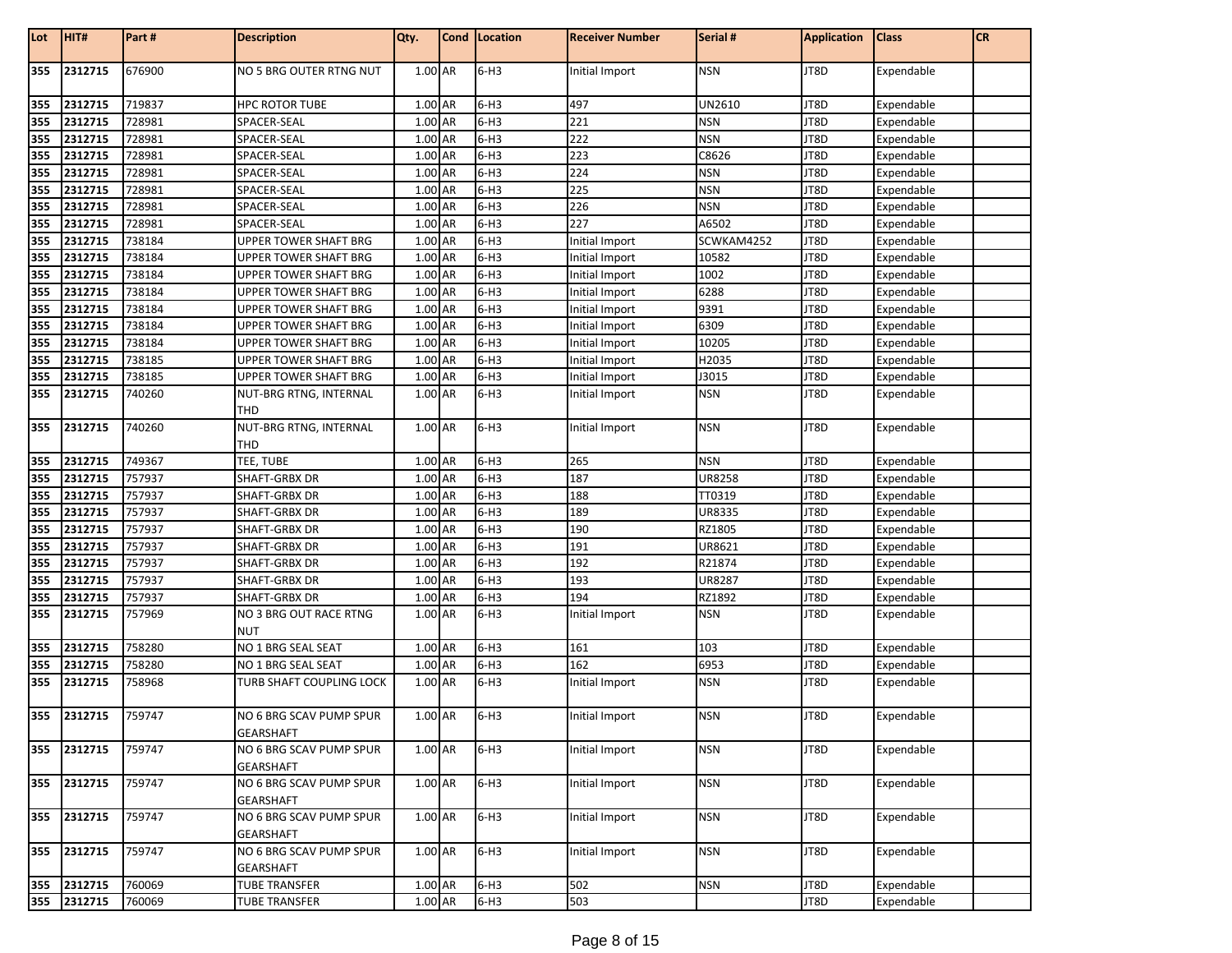| Lot | HIT# | Part # | Description | Qty. | Cond | Location | Receiver Number | Serial # | Application | Class | CR |
|---|---|---|---|---|---|---|---|---|---|---|---|
| 355 | 2312715 | 676900 | NO 5 BRG OUTER RTNG NUT | 1.00 | AR | 6-H3 | Initial Import | NSN | JT8D | Expendable | |
| 355 | 2312715 | 719837 | HPC ROTOR TUBE | 1.00 | AR | 6-H3 | 497 | UN2610 | JT8D | Expendable | |
| 355 | 2312715 | 728981 | SPACER-SEAL | 1.00 | AR | 6-H3 | 221 | NSN | JT8D | Expendable | |
| 355 | 2312715 | 728981 | SPACER-SEAL | 1.00 | AR | 6-H3 | 222 | NSN | JT8D | Expendable | |
| 355 | 2312715 | 728981 | SPACER-SEAL | 1.00 | AR | 6-H3 | 223 | C8626 | JT8D | Expendable | |
| 355 | 2312715 | 728981 | SPACER-SEAL | 1.00 | AR | 6-H3 | 224 | NSN | JT8D | Expendable | |
| 355 | 2312715 | 728981 | SPACER-SEAL | 1.00 | AR | 6-H3 | 225 | NSN | JT8D | Expendable | |
| 355 | 2312715 | 728981 | SPACER-SEAL | 1.00 | AR | 6-H3 | 226 | NSN | JT8D | Expendable | |
| 355 | 2312715 | 728981 | SPACER-SEAL | 1.00 | AR | 6-H3 | 227 | A6502 | JT8D | Expendable | |
| 355 | 2312715 | 738184 | UPPER TOWER SHAFT BRG | 1.00 | AR | 6-H3 | Initial Import | SCWKAM4252 | JT8D | Expendable | |
| 355 | 2312715 | 738184 | UPPER TOWER SHAFT BRG | 1.00 | AR | 6-H3 | Initial Import | 10582 | JT8D | Expendable | |
| 355 | 2312715 | 738184 | UPPER TOWER SHAFT BRG | 1.00 | AR | 6-H3 | Initial Import | 1002 | JT8D | Expendable | |
| 355 | 2312715 | 738184 | UPPER TOWER SHAFT BRG | 1.00 | AR | 6-H3 | Initial Import | 6288 | JT8D | Expendable | |
| 355 | 2312715 | 738184 | UPPER TOWER SHAFT BRG | 1.00 | AR | 6-H3 | Initial Import | 9391 | JT8D | Expendable | |
| 355 | 2312715 | 738184 | UPPER TOWER SHAFT BRG | 1.00 | AR | 6-H3 | Initial Import | 6309 | JT8D | Expendable | |
| 355 | 2312715 | 738184 | UPPER TOWER SHAFT BRG | 1.00 | AR | 6-H3 | Initial Import | 10205 | JT8D | Expendable | |
| 355 | 2312715 | 738185 | UPPER TOWER SHAFT BRG | 1.00 | AR | 6-H3 | Initial Import | H2035 | JT8D | Expendable | |
| 355 | 2312715 | 738185 | UPPER TOWER SHAFT BRG | 1.00 | AR | 6-H3 | Initial Import | J3015 | JT8D | Expendable | |
| 355 | 2312715 | 740260 | NUT-BRG RTNG, INTERNAL THD | 1.00 | AR | 6-H3 | Initial Import | NSN | JT8D | Expendable | |
| 355 | 2312715 | 740260 | NUT-BRG RTNG, INTERNAL THD | 1.00 | AR | 6-H3 | Initial Import | NSN | JT8D | Expendable | |
| 355 | 2312715 | 749367 | TEE, TUBE | 1.00 | AR | 6-H3 | 265 | NSN | JT8D | Expendable | |
| 355 | 2312715 | 757937 | SHAFT-GRBX DR | 1.00 | AR | 6-H3 | 187 | UR8258 | JT8D | Expendable | |
| 355 | 2312715 | 757937 | SHAFT-GRBX DR | 1.00 | AR | 6-H3 | 188 | TT0319 | JT8D | Expendable | |
| 355 | 2312715 | 757937 | SHAFT-GRBX DR | 1.00 | AR | 6-H3 | 189 | UR8335 | JT8D | Expendable | |
| 355 | 2312715 | 757937 | SHAFT-GRBX DR | 1.00 | AR | 6-H3 | 190 | RZ1805 | JT8D | Expendable | |
| 355 | 2312715 | 757937 | SHAFT-GRBX DR | 1.00 | AR | 6-H3 | 191 | UR8621 | JT8D | Expendable | |
| 355 | 2312715 | 757937 | SHAFT-GRBX DR | 1.00 | AR | 6-H3 | 192 | R21874 | JT8D | Expendable | |
| 355 | 2312715 | 757937 | SHAFT-GRBX DR | 1.00 | AR | 6-H3 | 193 | UR8287 | JT8D | Expendable | |
| 355 | 2312715 | 757937 | SHAFT-GRBX DR | 1.00 | AR | 6-H3 | 194 | RZ1892 | JT8D | Expendable | |
| 355 | 2312715 | 757969 | NO 3 BRG OUT RACE RTNG NUT | 1.00 | AR | 6-H3 | Initial Import | NSN | JT8D | Expendable | |
| 355 | 2312715 | 758280 | NO 1 BRG SEAL SEAT | 1.00 | AR | 6-H3 | 161 | 103 | JT8D | Expendable | |
| 355 | 2312715 | 758280 | NO 1 BRG SEAL SEAT | 1.00 | AR | 6-H3 | 162 | 6953 | JT8D | Expendable | |
| 355 | 2312715 | 758968 | TURB SHAFT COUPLING LOCK | 1.00 | AR | 6-H3 | Initial Import | NSN | JT8D | Expendable | |
| 355 | 2312715 | 759747 | NO 6 BRG SCAV PUMP SPUR GEARSHAFT | 1.00 | AR | 6-H3 | Initial Import | NSN | JT8D | Expendable | |
| 355 | 2312715 | 759747 | NO 6 BRG SCAV PUMP SPUR GEARSHAFT | 1.00 | AR | 6-H3 | Initial Import | NSN | JT8D | Expendable | |
| 355 | 2312715 | 759747 | NO 6 BRG SCAV PUMP SPUR GEARSHAFT | 1.00 | AR | 6-H3 | Initial Import | NSN | JT8D | Expendable | |
| 355 | 2312715 | 759747 | NO 6 BRG SCAV PUMP SPUR GEARSHAFT | 1.00 | AR | 6-H3 | Initial Import | NSN | JT8D | Expendable | |
| 355 | 2312715 | 759747 | NO 6 BRG SCAV PUMP SPUR GEARSHAFT | 1.00 | AR | 6-H3 | Initial Import | NSN | JT8D | Expendable | |
| 355 | 2312715 | 760069 | TUBE TRANSFER | 1.00 | AR | 6-H3 | 502 | NSN | JT8D | Expendable | |
| 355 | 2312715 | 760069 | TUBE TRANSFER | 1.00 | AR | 6-H3 | 503 | | JT8D | Expendable | |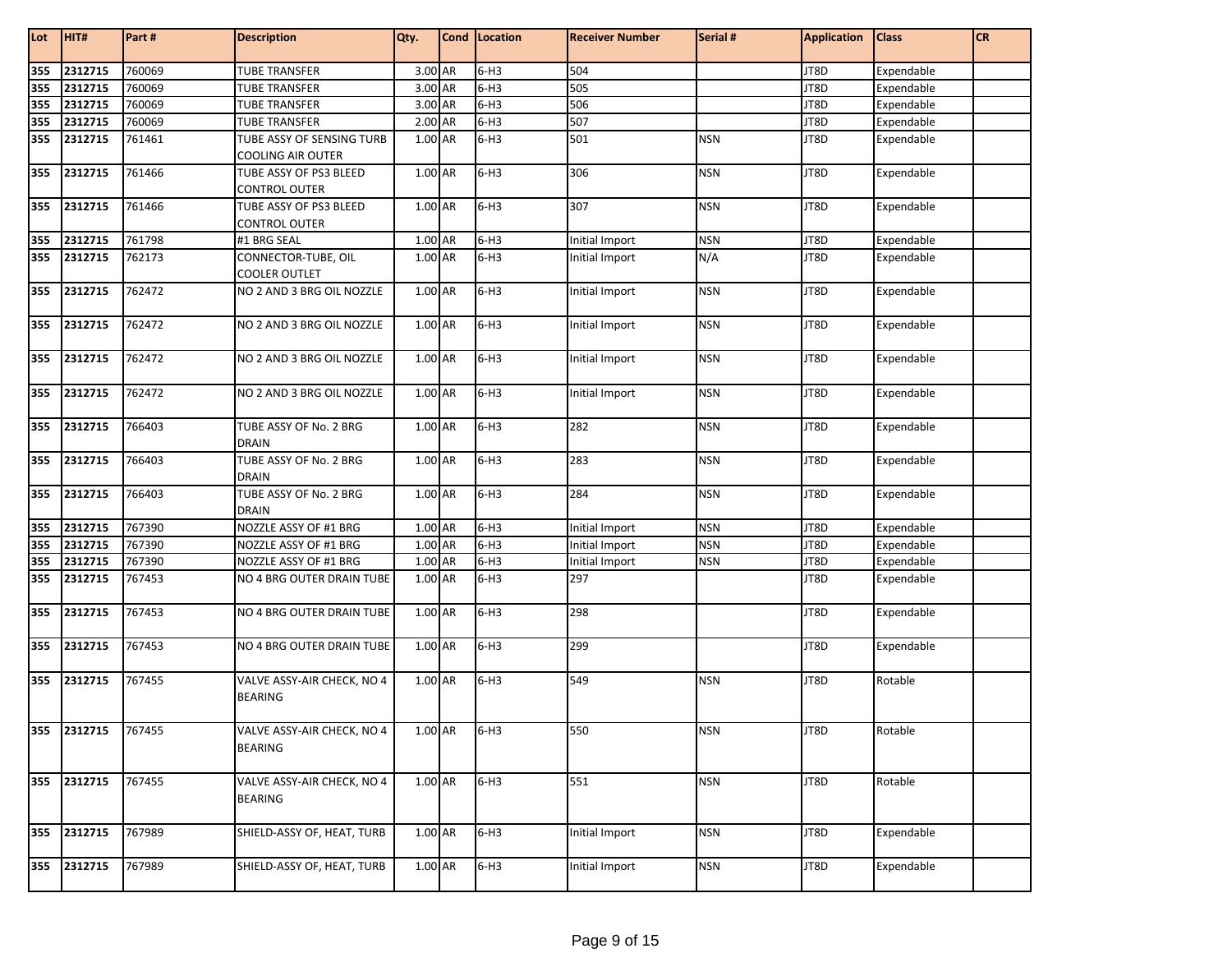| Lot | HIT# | Part # | Description | Qty. | Cond | Location | Receiver Number | Serial # | Application | Class | CR |
|---|---|---|---|---|---|---|---|---|---|---|---|
| 355 | 2312715 | 760069 | TUBE TRANSFER | 3.00 | AR | 6-H3 | 504 | | JT8D | Expendable | |
| 355 | 2312715 | 760069 | TUBE TRANSFER | 3.00 | AR | 6-H3 | 505 | | JT8D | Expendable | |
| 355 | 2312715 | 760069 | TUBE TRANSFER | 3.00 | AR | 6-H3 | 506 | | JT8D | Expendable | |
| 355 | 2312715 | 760069 | TUBE TRANSFER | 2.00 | AR | 6-H3 | 507 | | JT8D | Expendable | |
| 355 | 2312715 | 761461 | TUBE ASSY OF SENSING TURB COOLING AIR OUTER | 1.00 | AR | 6-H3 | 501 | NSN | JT8D | Expendable | |
| 355 | 2312715 | 761466 | TUBE ASSY OF PS3 BLEED CONTROL OUTER | 1.00 | AR | 6-H3 | 306 | NSN | JT8D | Expendable | |
| 355 | 2312715 | 761466 | TUBE ASSY OF PS3 BLEED CONTROL OUTER | 1.00 | AR | 6-H3 | 307 | NSN | JT8D | Expendable | |
| 355 | 2312715 | 761798 | #1 BRG SEAL | 1.00 | AR | 6-H3 | Initial Import | NSN | JT8D | Expendable | |
| 355 | 2312715 | 762173 | CONNECTOR-TUBE, OIL COOLER OUTLET | 1.00 | AR | 6-H3 | Initial Import | N/A | JT8D | Expendable | |
| 355 | 2312715 | 762472 | NO 2 AND 3 BRG OIL NOZZLE | 1.00 | AR | 6-H3 | Initial Import | NSN | JT8D | Expendable | |
| 355 | 2312715 | 762472 | NO 2 AND 3 BRG OIL NOZZLE | 1.00 | AR | 6-H3 | Initial Import | NSN | JT8D | Expendable | |
| 355 | 2312715 | 762472 | NO 2 AND 3 BRG OIL NOZZLE | 1.00 | AR | 6-H3 | Initial Import | NSN | JT8D | Expendable | |
| 355 | 2312715 | 762472 | NO 2 AND 3 BRG OIL NOZZLE | 1.00 | AR | 6-H3 | Initial Import | NSN | JT8D | Expendable | |
| 355 | 2312715 | 766403 | TUBE ASSY OF No. 2 BRG DRAIN | 1.00 | AR | 6-H3 | 282 | NSN | JT8D | Expendable | |
| 355 | 2312715 | 766403 | TUBE ASSY OF No. 2 BRG DRAIN | 1.00 | AR | 6-H3 | 283 | NSN | JT8D | Expendable | |
| 355 | 2312715 | 766403 | TUBE ASSY OF No. 2 BRG DRAIN | 1.00 | AR | 6-H3 | 284 | NSN | JT8D | Expendable | |
| 355 | 2312715 | 767390 | NOZZLE ASSY OF #1 BRG | 1.00 | AR | 6-H3 | Initial Import | NSN | JT8D | Expendable | |
| 355 | 2312715 | 767390 | NOZZLE ASSY OF #1 BRG | 1.00 | AR | 6-H3 | Initial Import | NSN | JT8D | Expendable | |
| 355 | 2312715 | 767390 | NOZZLE ASSY OF #1 BRG | 1.00 | AR | 6-H3 | Initial Import | NSN | JT8D | Expendable | |
| 355 | 2312715 | 767453 | NO 4 BRG OUTER DRAIN TUBE | 1.00 | AR | 6-H3 | 297 | | JT8D | Expendable | |
| 355 | 2312715 | 767453 | NO 4 BRG OUTER DRAIN TUBE | 1.00 | AR | 6-H3 | 298 | | JT8D | Expendable | |
| 355 | 2312715 | 767453 | NO 4 BRG OUTER DRAIN TUBE | 1.00 | AR | 6-H3 | 299 | | JT8D | Expendable | |
| 355 | 2312715 | 767455 | VALVE ASSY-AIR CHECK, NO 4 BEARING | 1.00 | AR | 6-H3 | 549 | NSN | JT8D | Rotable | |
| 355 | 2312715 | 767455 | VALVE ASSY-AIR CHECK, NO 4 BEARING | 1.00 | AR | 6-H3 | 550 | NSN | JT8D | Rotable | |
| 355 | 2312715 | 767455 | VALVE ASSY-AIR CHECK, NO 4 BEARING | 1.00 | AR | 6-H3 | 551 | NSN | JT8D | Rotable | |
| 355 | 2312715 | 767989 | SHIELD-ASSY OF, HEAT, TURB | 1.00 | AR | 6-H3 | Initial Import | NSN | JT8D | Expendable | |
| 355 | 2312715 | 767989 | SHIELD-ASSY OF, HEAT, TURB | 1.00 | AR | 6-H3 | Initial Import | NSN | JT8D | Expendable | |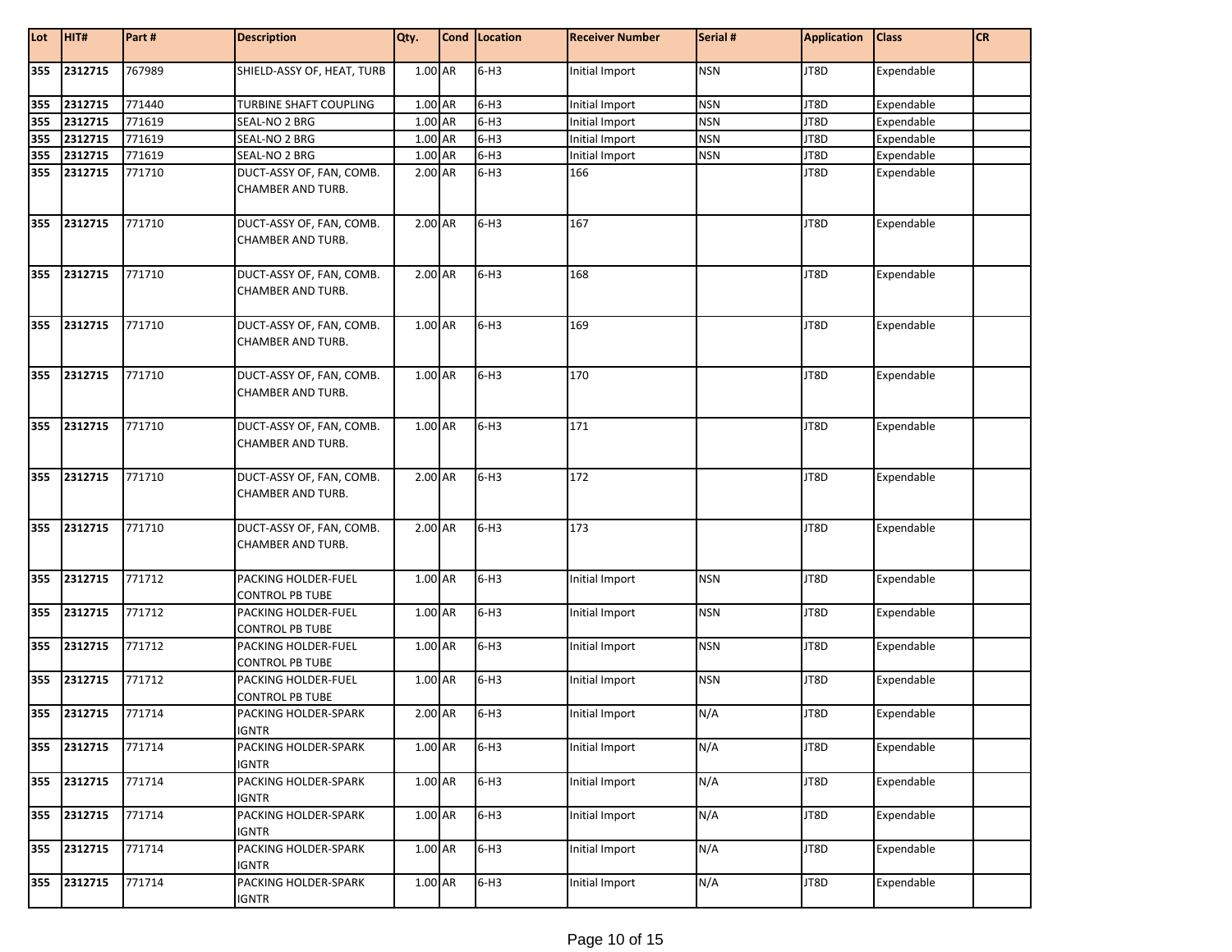| Lot | HIT# | Part # | Description | Qty. | Cond | Location | Receiver Number | Serial # | Application | Class | CR |
|---|---|---|---|---|---|---|---|---|---|---|---|
| 355 | 2312715 | 767989 | SHIELD-ASSY OF, HEAT, TURB | 1.00 | AR | 6-H3 | Initial Import | NSN | JT8D | Expendable | |
| 355 | 2312715 | 771440 | TURBINE SHAFT COUPLING | 1.00 | AR | 6-H3 | Initial Import | NSN | JT8D | Expendable | |
| 355 | 2312715 | 771619 | SEAL-NO 2 BRG | 1.00 | AR | 6-H3 | Initial Import | NSN | JT8D | Expendable | |
| 355 | 2312715 | 771619 | SEAL-NO 2 BRG | 1.00 | AR | 6-H3 | Initial Import | NSN | JT8D | Expendable | |
| 355 | 2312715 | 771619 | SEAL-NO 2 BRG | 1.00 | AR | 6-H3 | Initial Import | NSN | JT8D | Expendable | |
| 355 | 2312715 | 771710 | DUCT-ASSY OF, FAN, COMB. CHAMBER AND TURB. | 2.00 | AR | 6-H3 | 166 | | JT8D | Expendable | |
| 355 | 2312715 | 771710 | DUCT-ASSY OF, FAN, COMB. CHAMBER AND TURB. | 2.00 | AR | 6-H3 | 167 | | JT8D | Expendable | |
| 355 | 2312715 | 771710 | DUCT-ASSY OF, FAN, COMB. CHAMBER AND TURB. | 2.00 | AR | 6-H3 | 168 | | JT8D | Expendable | |
| 355 | 2312715 | 771710 | DUCT-ASSY OF, FAN, COMB. CHAMBER AND TURB. | 1.00 | AR | 6-H3 | 169 | | JT8D | Expendable | |
| 355 | 2312715 | 771710 | DUCT-ASSY OF, FAN, COMB. CHAMBER AND TURB. | 1.00 | AR | 6-H3 | 170 | | JT8D | Expendable | |
| 355 | 2312715 | 771710 | DUCT-ASSY OF, FAN, COMB. CHAMBER AND TURB. | 1.00 | AR | 6-H3 | 171 | | JT8D | Expendable | |
| 355 | 2312715 | 771710 | DUCT-ASSY OF, FAN, COMB. CHAMBER AND TURB. | 2.00 | AR | 6-H3 | 172 | | JT8D | Expendable | |
| 355 | 2312715 | 771710 | DUCT-ASSY OF, FAN, COMB. CHAMBER AND TURB. | 2.00 | AR | 6-H3 | 173 | | JT8D | Expendable | |
| 355 | 2312715 | 771712 | PACKING HOLDER-FUEL CONTROL PB TUBE | 1.00 | AR | 6-H3 | Initial Import | NSN | JT8D | Expendable | |
| 355 | 2312715 | 771712 | PACKING HOLDER-FUEL CONTROL PB TUBE | 1.00 | AR | 6-H3 | Initial Import | NSN | JT8D | Expendable | |
| 355 | 2312715 | 771712 | PACKING HOLDER-FUEL CONTROL PB TUBE | 1.00 | AR | 6-H3 | Initial Import | NSN | JT8D | Expendable | |
| 355 | 2312715 | 771712 | PACKING HOLDER-FUEL CONTROL PB TUBE | 1.00 | AR | 6-H3 | Initial Import | NSN | JT8D | Expendable | |
| 355 | 2312715 | 771714 | PACKING HOLDER-SPARK IGNTR | 2.00 | AR | 6-H3 | Initial Import | N/A | JT8D | Expendable | |
| 355 | 2312715 | 771714 | PACKING HOLDER-SPARK IGNTR | 1.00 | AR | 6-H3 | Initial Import | N/A | JT8D | Expendable | |
| 355 | 2312715 | 771714 | PACKING HOLDER-SPARK IGNTR | 1.00 | AR | 6-H3 | Initial Import | N/A | JT8D | Expendable | |
| 355 | 2312715 | 771714 | PACKING HOLDER-SPARK IGNTR | 1.00 | AR | 6-H3 | Initial Import | N/A | JT8D | Expendable | |
| 355 | 2312715 | 771714 | PACKING HOLDER-SPARK IGNTR | 1.00 | AR | 6-H3 | Initial Import | N/A | JT8D | Expendable | |
| 355 | 2312715 | 771714 | PACKING HOLDER-SPARK IGNTR | 1.00 | AR | 6-H3 | Initial Import | N/A | JT8D | Expendable | |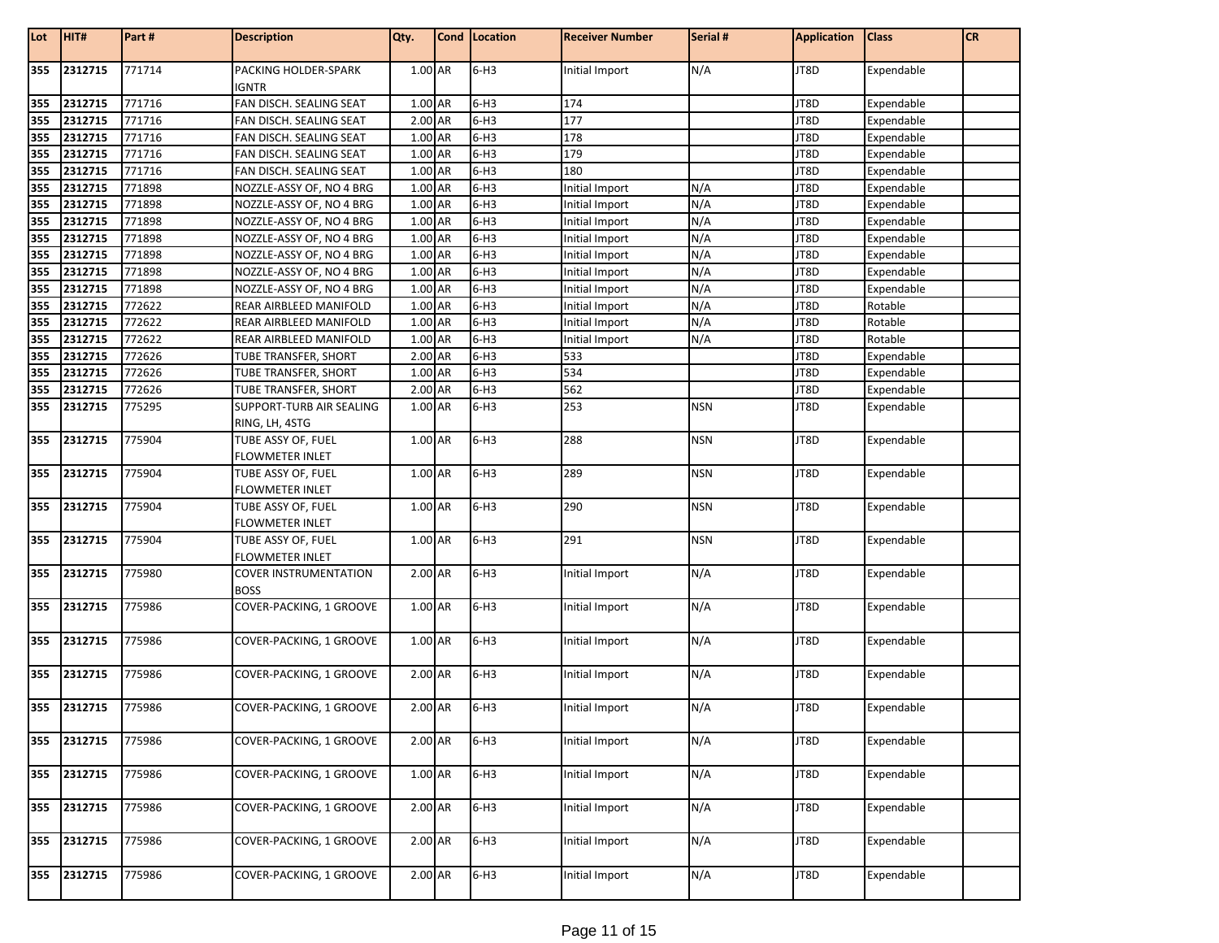| Lot | HIT# | Part # | Description | Qty. | Cond | Location | Receiver Number | Serial # | Application | Class | CR |
|---|---|---|---|---|---|---|---|---|---|---|---|
| 355 | 2312715 | 771714 | PACKING HOLDER-SPARK IGNTR | 1.00 | AR | 6-H3 | Initial Import | N/A | JT8D | Expendable | |
| 355 | 2312715 | 771716 | FAN DISCH. SEALING SEAT | 1.00 | AR | 6-H3 | 174 | | JT8D | Expendable | |
| 355 | 2312715 | 771716 | FAN DISCH. SEALING SEAT | 2.00 | AR | 6-H3 | 177 | | JT8D | Expendable | |
| 355 | 2312715 | 771716 | FAN DISCH. SEALING SEAT | 1.00 | AR | 6-H3 | 178 | | JT8D | Expendable | |
| 355 | 2312715 | 771716 | FAN DISCH. SEALING SEAT | 1.00 | AR | 6-H3 | 179 | | JT8D | Expendable | |
| 355 | 2312715 | 771716 | FAN DISCH. SEALING SEAT | 1.00 | AR | 6-H3 | 180 | | JT8D | Expendable | |
| 355 | 2312715 | 771898 | NOZZLE-ASSY OF, NO 4 BRG | 1.00 | AR | 6-H3 | Initial Import | N/A | JT8D | Expendable | |
| 355 | 2312715 | 771898 | NOZZLE-ASSY OF, NO 4 BRG | 1.00 | AR | 6-H3 | Initial Import | N/A | JT8D | Expendable | |
| 355 | 2312715 | 771898 | NOZZLE-ASSY OF, NO 4 BRG | 1.00 | AR | 6-H3 | Initial Import | N/A | JT8D | Expendable | |
| 355 | 2312715 | 771898 | NOZZLE-ASSY OF, NO 4 BRG | 1.00 | AR | 6-H3 | Initial Import | N/A | JT8D | Expendable | |
| 355 | 2312715 | 771898 | NOZZLE-ASSY OF, NO 4 BRG | 1.00 | AR | 6-H3 | Initial Import | N/A | JT8D | Expendable | |
| 355 | 2312715 | 771898 | NOZZLE-ASSY OF, NO 4 BRG | 1.00 | AR | 6-H3 | Initial Import | N/A | JT8D | Expendable | |
| 355 | 2312715 | 771898 | NOZZLE-ASSY OF, NO 4 BRG | 1.00 | AR | 6-H3 | Initial Import | N/A | JT8D | Expendable | |
| 355 | 2312715 | 772622 | REAR AIRBLEED MANIFOLD | 1.00 | AR | 6-H3 | Initial Import | N/A | JT8D | Rotable | |
| 355 | 2312715 | 772622 | REAR AIRBLEED MANIFOLD | 1.00 | AR | 6-H3 | Initial Import | N/A | JT8D | Rotable | |
| 355 | 2312715 | 772622 | REAR AIRBLEED MANIFOLD | 1.00 | AR | 6-H3 | Initial Import | N/A | JT8D | Rotable | |
| 355 | 2312715 | 772626 | TUBE TRANSFER, SHORT | 2.00 | AR | 6-H3 | 533 | | JT8D | Expendable | |
| 355 | 2312715 | 772626 | TUBE TRANSFER, SHORT | 1.00 | AR | 6-H3 | 534 | | JT8D | Expendable | |
| 355 | 2312715 | 772626 | TUBE TRANSFER, SHORT | 2.00 | AR | 6-H3 | 562 | | JT8D | Expendable | |
| 355 | 2312715 | 775295 | SUPPORT-TURB AIR SEALING RING, LH, 4STG | 1.00 | AR | 6-H3 | 253 | NSN | JT8D | Expendable | |
| 355 | 2312715 | 775904 | TUBE ASSY OF, FUEL FLOWMETER INLET | 1.00 | AR | 6-H3 | 288 | NSN | JT8D | Expendable | |
| 355 | 2312715 | 775904 | TUBE ASSY OF, FUEL FLOWMETER INLET | 1.00 | AR | 6-H3 | 289 | NSN | JT8D | Expendable | |
| 355 | 2312715 | 775904 | TUBE ASSY OF, FUEL FLOWMETER INLET | 1.00 | AR | 6-H3 | 290 | NSN | JT8D | Expendable | |
| 355 | 2312715 | 775904 | TUBE ASSY OF, FUEL FLOWMETER INLET | 1.00 | AR | 6-H3 | 291 | NSN | JT8D | Expendable | |
| 355 | 2312715 | 775980 | COVER INSTRUMENTATION BOSS | 2.00 | AR | 6-H3 | Initial Import | N/A | JT8D | Expendable | |
| 355 | 2312715 | 775986 | COVER-PACKING, 1 GROOVE | 1.00 | AR | 6-H3 | Initial Import | N/A | JT8D | Expendable | |
| 355 | 2312715 | 775986 | COVER-PACKING, 1 GROOVE | 1.00 | AR | 6-H3 | Initial Import | N/A | JT8D | Expendable | |
| 355 | 2312715 | 775986 | COVER-PACKING, 1 GROOVE | 2.00 | AR | 6-H3 | Initial Import | N/A | JT8D | Expendable | |
| 355 | 2312715 | 775986 | COVER-PACKING, 1 GROOVE | 2.00 | AR | 6-H3 | Initial Import | N/A | JT8D | Expendable | |
| 355 | 2312715 | 775986 | COVER-PACKING, 1 GROOVE | 2.00 | AR | 6-H3 | Initial Import | N/A | JT8D | Expendable | |
| 355 | 2312715 | 775986 | COVER-PACKING, 1 GROOVE | 1.00 | AR | 6-H3 | Initial Import | N/A | JT8D | Expendable | |
| 355 | 2312715 | 775986 | COVER-PACKING, 1 GROOVE | 2.00 | AR | 6-H3 | Initial Import | N/A | JT8D | Expendable | |
| 355 | 2312715 | 775986 | COVER-PACKING, 1 GROOVE | 2.00 | AR | 6-H3 | Initial Import | N/A | JT8D | Expendable | |
| 355 | 2312715 | 775986 | COVER-PACKING, 1 GROOVE | 2.00 | AR | 6-H3 | Initial Import | N/A | JT8D | Expendable | |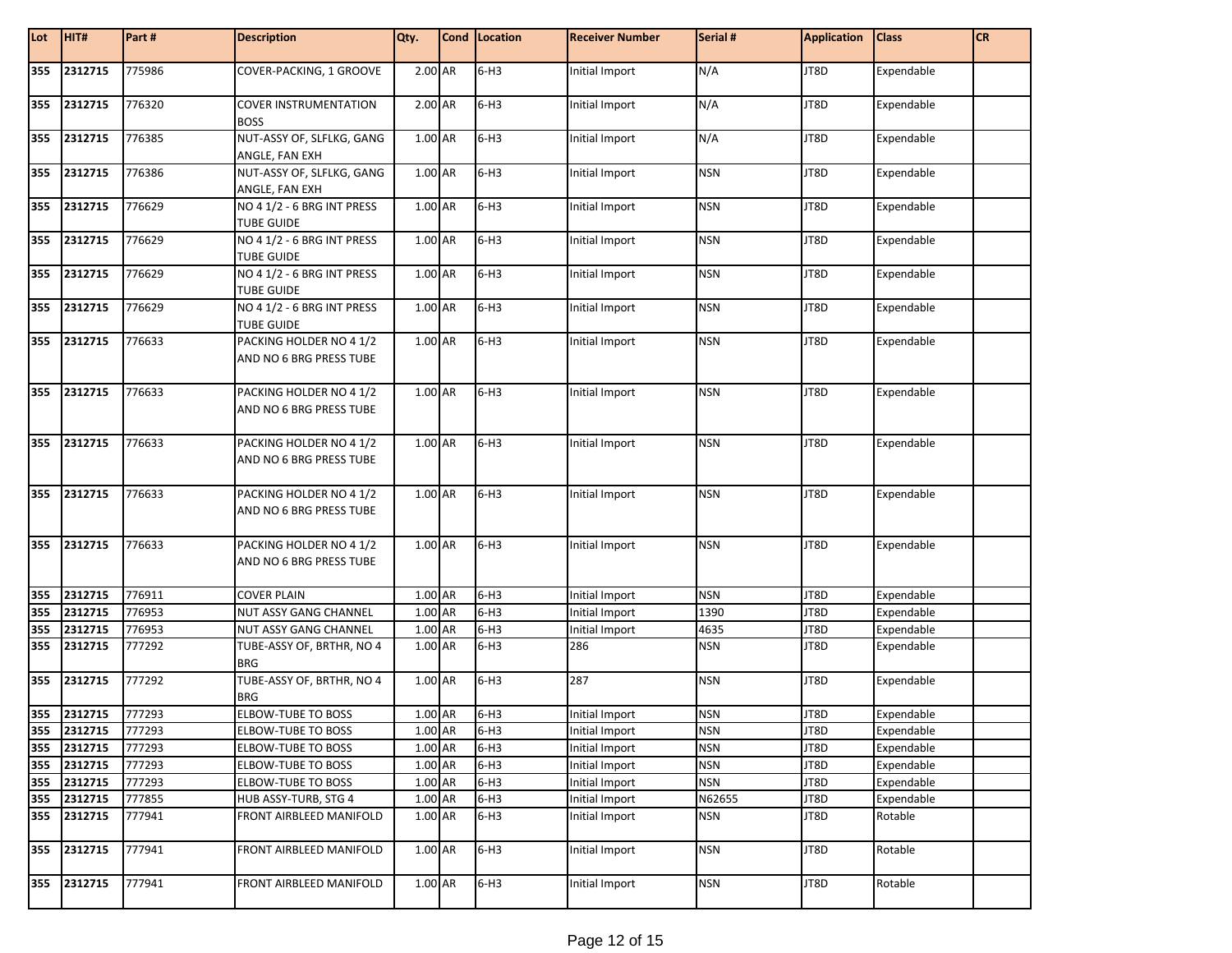| Lot | HIT# | Part # | Description | Qty. | Cond | Location | Receiver Number | Serial # | Application | Class | CR |
|---|---|---|---|---|---|---|---|---|---|---|---|
| 355 | 2312715 | 775986 | COVER-PACKING, 1 GROOVE | 2.00 | AR | 6-H3 | Initial Import | N/A | JT8D | Expendable | |
| 355 | 2312715 | 776320 | COVER INSTRUMENTATION BOSS | 2.00 | AR | 6-H3 | Initial Import | N/A | JT8D | Expendable | |
| 355 | 2312715 | 776385 | NUT-ASSY OF, SLFLKG, GANG ANGLE, FAN EXH | 1.00 | AR | 6-H3 | Initial Import | N/A | JT8D | Expendable | |
| 355 | 2312715 | 776386 | NUT-ASSY OF, SLFLKG, GANG ANGLE, FAN EXH | 1.00 | AR | 6-H3 | Initial Import | NSN | JT8D | Expendable | |
| 355 | 2312715 | 776629 | NO 4 1/2 - 6 BRG INT PRESS TUBE GUIDE | 1.00 | AR | 6-H3 | Initial Import | NSN | JT8D | Expendable | |
| 355 | 2312715 | 776629 | NO 4 1/2 - 6 BRG INT PRESS TUBE GUIDE | 1.00 | AR | 6-H3 | Initial Import | NSN | JT8D | Expendable | |
| 355 | 2312715 | 776629 | NO 4 1/2 - 6 BRG INT PRESS TUBE GUIDE | 1.00 | AR | 6-H3 | Initial Import | NSN | JT8D | Expendable | |
| 355 | 2312715 | 776629 | NO 4 1/2 - 6 BRG INT PRESS TUBE GUIDE | 1.00 | AR | 6-H3 | Initial Import | NSN | JT8D | Expendable | |
| 355 | 2312715 | 776633 | PACKING HOLDER NO 4 1/2 AND NO 6 BRG PRESS TUBE | 1.00 | AR | 6-H3 | Initial Import | NSN | JT8D | Expendable | |
| 355 | 2312715 | 776633 | PACKING HOLDER NO 4 1/2 AND NO 6 BRG PRESS TUBE | 1.00 | AR | 6-H3 | Initial Import | NSN | JT8D | Expendable | |
| 355 | 2312715 | 776633 | PACKING HOLDER NO 4 1/2 AND NO 6 BRG PRESS TUBE | 1.00 | AR | 6-H3 | Initial Import | NSN | JT8D | Expendable | |
| 355 | 2312715 | 776633 | PACKING HOLDER NO 4 1/2 AND NO 6 BRG PRESS TUBE | 1.00 | AR | 6-H3 | Initial Import | NSN | JT8D | Expendable | |
| 355 | 2312715 | 776633 | PACKING HOLDER NO 4 1/2 AND NO 6 BRG PRESS TUBE | 1.00 | AR | 6-H3 | Initial Import | NSN | JT8D | Expendable | |
| 355 | 2312715 | 776911 | COVER PLAIN | 1.00 | AR | 6-H3 | Initial Import | NSN | JT8D | Expendable | |
| 355 | 2312715 | 776953 | NUT ASSY GANG CHANNEL | 1.00 | AR | 6-H3 | Initial Import | 1390 | JT8D | Expendable | |
| 355 | 2312715 | 776953 | NUT ASSY GANG CHANNEL | 1.00 | AR | 6-H3 | Initial Import | 4635 | JT8D | Expendable | |
| 355 | 2312715 | 777292 | TUBE-ASSY OF, BRTHR, NO 4 BRG | 1.00 | AR | 6-H3 | 286 | NSN | JT8D | Expendable | |
| 355 | 2312715 | 777292 | TUBE-ASSY OF, BRTHR, NO 4 BRG | 1.00 | AR | 6-H3 | 287 | NSN | JT8D | Expendable | |
| 355 | 2312715 | 777293 | ELBOW-TUBE TO BOSS | 1.00 | AR | 6-H3 | Initial Import | NSN | JT8D | Expendable | |
| 355 | 2312715 | 777293 | ELBOW-TUBE TO BOSS | 1.00 | AR | 6-H3 | Initial Import | NSN | JT8D | Expendable | |
| 355 | 2312715 | 777293 | ELBOW-TUBE TO BOSS | 1.00 | AR | 6-H3 | Initial Import | NSN | JT8D | Expendable | |
| 355 | 2312715 | 777293 | ELBOW-TUBE TO BOSS | 1.00 | AR | 6-H3 | Initial Import | NSN | JT8D | Expendable | |
| 355 | 2312715 | 777293 | ELBOW-TUBE TO BOSS | 1.00 | AR | 6-H3 | Initial Import | NSN | JT8D | Expendable | |
| 355 | 2312715 | 777855 | HUB ASSY-TURB, STG 4 | 1.00 | AR | 6-H3 | Initial Import | N62655 | JT8D | Expendable | |
| 355 | 2312715 | 777941 | FRONT AIRBLEED MANIFOLD | 1.00 | AR | 6-H3 | Initial Import | NSN | JT8D | Rotable | |
| 355 | 2312715 | 777941 | FRONT AIRBLEED MANIFOLD | 1.00 | AR | 6-H3 | Initial Import | NSN | JT8D | Rotable | |
| 355 | 2312715 | 777941 | FRONT AIRBLEED MANIFOLD | 1.00 | AR | 6-H3 | Initial Import | NSN | JT8D | Rotable | |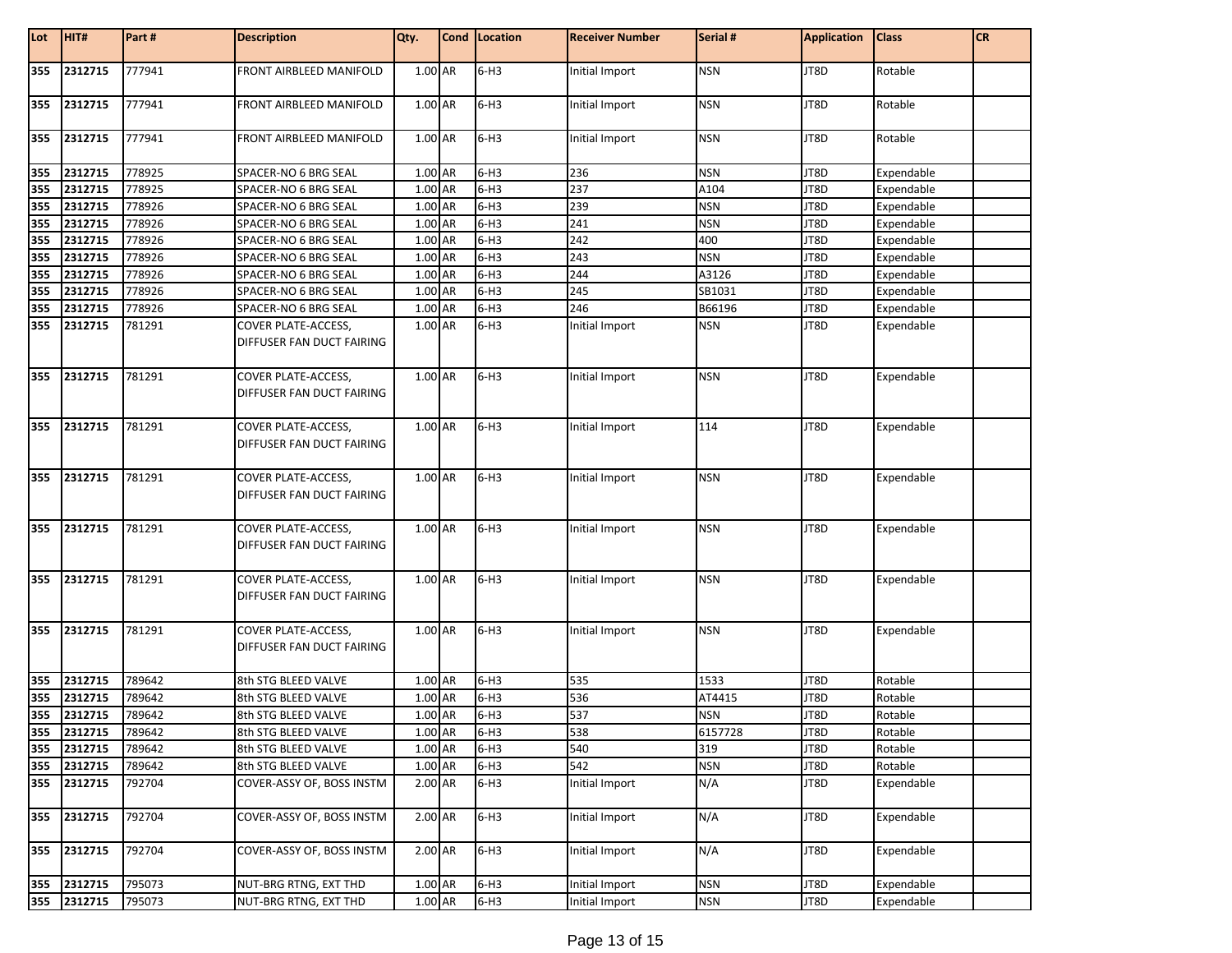| Lot | HIT# | Part # | Description | Qty. | Cond | Location | Receiver Number | Serial # | Application | Class | CR |
|---|---|---|---|---|---|---|---|---|---|---|---|
| 355 | 2312715 | 777941 | FRONT AIRBLEED MANIFOLD | 1.00 | AR | 6-H3 | Initial Import | NSN | JT8D | Rotable | |
| 355 | 2312715 | 777941 | FRONT AIRBLEED MANIFOLD | 1.00 | AR | 6-H3 | Initial Import | NSN | JT8D | Rotable | |
| 355 | 2312715 | 777941 | FRONT AIRBLEED MANIFOLD | 1.00 | AR | 6-H3 | Initial Import | NSN | JT8D | Rotable | |
| 355 | 2312715 | 778925 | SPACER-NO 6 BRG SEAL | 1.00 | AR | 6-H3 | 236 | NSN | JT8D | Expendable | |
| 355 | 2312715 | 778925 | SPACER-NO 6 BRG SEAL | 1.00 | AR | 6-H3 | 237 | A104 | JT8D | Expendable | |
| 355 | 2312715 | 778926 | SPACER-NO 6 BRG SEAL | 1.00 | AR | 6-H3 | 239 | NSN | JT8D | Expendable | |
| 355 | 2312715 | 778926 | SPACER-NO 6 BRG SEAL | 1.00 | AR | 6-H3 | 241 | NSN | JT8D | Expendable | |
| 355 | 2312715 | 778926 | SPACER-NO 6 BRG SEAL | 1.00 | AR | 6-H3 | 242 | 400 | JT8D | Expendable | |
| 355 | 2312715 | 778926 | SPACER-NO 6 BRG SEAL | 1.00 | AR | 6-H3 | 243 | NSN | JT8D | Expendable | |
| 355 | 2312715 | 778926 | SPACER-NO 6 BRG SEAL | 1.00 | AR | 6-H3 | 244 | A3126 | JT8D | Expendable | |
| 355 | 2312715 | 778926 | SPACER-NO 6 BRG SEAL | 1.00 | AR | 6-H3 | 245 | SB1031 | JT8D | Expendable | |
| 355 | 2312715 | 778926 | SPACER-NO 6 BRG SEAL | 1.00 | AR | 6-H3 | 246 | B66196 | JT8D | Expendable | |
| 355 | 2312715 | 781291 | COVER PLATE-ACCESS, DIFFUSER FAN DUCT FAIRING | 1.00 | AR | 6-H3 | Initial Import | NSN | JT8D | Expendable | |
| 355 | 2312715 | 781291 | COVER PLATE-ACCESS, DIFFUSER FAN DUCT FAIRING | 1.00 | AR | 6-H3 | Initial Import | NSN | JT8D | Expendable | |
| 355 | 2312715 | 781291 | COVER PLATE-ACCESS, DIFFUSER FAN DUCT FAIRING | 1.00 | AR | 6-H3 | Initial Import | 114 | JT8D | Expendable | |
| 355 | 2312715 | 781291 | COVER PLATE-ACCESS, DIFFUSER FAN DUCT FAIRING | 1.00 | AR | 6-H3 | Initial Import | NSN | JT8D | Expendable | |
| 355 | 2312715 | 781291 | COVER PLATE-ACCESS, DIFFUSER FAN DUCT FAIRING | 1.00 | AR | 6-H3 | Initial Import | NSN | JT8D | Expendable | |
| 355 | 2312715 | 781291 | COVER PLATE-ACCESS, DIFFUSER FAN DUCT FAIRING | 1.00 | AR | 6-H3 | Initial Import | NSN | JT8D | Expendable | |
| 355 | 2312715 | 781291 | COVER PLATE-ACCESS, DIFFUSER FAN DUCT FAIRING | 1.00 | AR | 6-H3 | Initial Import | NSN | JT8D | Expendable | |
| 355 | 2312715 | 789642 | 8th STG BLEED VALVE | 1.00 | AR | 6-H3 | 535 | 1533 | JT8D | Rotable | |
| 355 | 2312715 | 789642 | 8th STG BLEED VALVE | 1.00 | AR | 6-H3 | 536 | AT4415 | JT8D | Rotable | |
| 355 | 2312715 | 789642 | 8th STG BLEED VALVE | 1.00 | AR | 6-H3 | 537 | NSN | JT8D | Rotable | |
| 355 | 2312715 | 789642 | 8th STG BLEED VALVE | 1.00 | AR | 6-H3 | 538 | 6157728 | JT8D | Rotable | |
| 355 | 2312715 | 789642 | 8th STG BLEED VALVE | 1.00 | AR | 6-H3 | 540 | 319 | JT8D | Rotable | |
| 355 | 2312715 | 789642 | 8th STG BLEED VALVE | 1.00 | AR | 6-H3 | 542 | NSN | JT8D | Rotable | |
| 355 | 2312715 | 792704 | COVER-ASSY OF, BOSS INSTM | 2.00 | AR | 6-H3 | Initial Import | N/A | JT8D | Expendable | |
| 355 | 2312715 | 792704 | COVER-ASSY OF, BOSS INSTM | 2.00 | AR | 6-H3 | Initial Import | N/A | JT8D | Expendable | |
| 355 | 2312715 | 792704 | COVER-ASSY OF, BOSS INSTM | 2.00 | AR | 6-H3 | Initial Import | N/A | JT8D | Expendable | |
| 355 | 2312715 | 795073 | NUT-BRG RTNG, EXT THD | 1.00 | AR | 6-H3 | Initial Import | NSN | JT8D | Expendable | |
| 355 | 2312715 | 795073 | NUT-BRG RTNG, EXT THD | 1.00 | AR | 6-H3 | Initial Import | NSN | JT8D | Expendable | |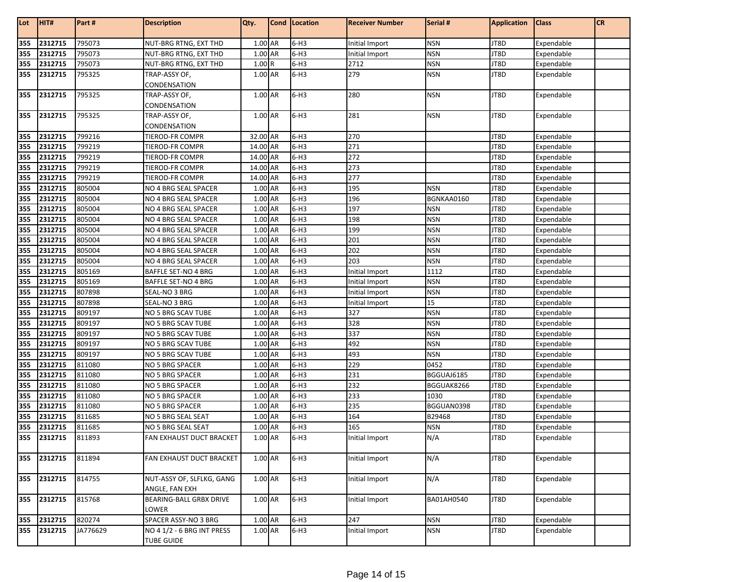| Lot | HIT# | Part # | Description | Qty. | Cond | Location | Receiver Number | Serial # | Application | Class | CR |
|---|---|---|---|---|---|---|---|---|---|---|---|
| 355 | 2312715 | 795073 | NUT-BRG RTNG, EXT THD | 1.00 | AR | 6-H3 | Initial Import | NSN | JT8D | Expendable | |
| 355 | 2312715 | 795073 | NUT-BRG RTNG, EXT THD | 1.00 | AR | 6-H3 | Initial Import | NSN | JT8D | Expendable | |
| 355 | 2312715 | 795073 | NUT-BRG RTNG, EXT THD | 1.00 | R | 6-H3 | 2712 | NSN | JT8D | Expendable | |
| 355 | 2312715 | 795325 | TRAP-ASSY OF, CONDENSATION | 1.00 | AR | 6-H3 | 279 | NSN | JT8D | Expendable | |
| 355 | 2312715 | 795325 | TRAP-ASSY OF, CONDENSATION | 1.00 | AR | 6-H3 | 280 | NSN | JT8D | Expendable | |
| 355 | 2312715 | 795325 | TRAP-ASSY OF, CONDENSATION | 1.00 | AR | 6-H3 | 281 | NSN | JT8D | Expendable | |
| 355 | 2312715 | 799216 | TIEROD-FR COMPR | 32.00 | AR | 6-H3 | 270 | | JT8D | Expendable | |
| 355 | 2312715 | 799219 | TIEROD-FR COMPR | 14.00 | AR | 6-H3 | 271 | | JT8D | Expendable | |
| 355 | 2312715 | 799219 | TIEROD-FR COMPR | 14.00 | AR | 6-H3 | 272 | | JT8D | Expendable | |
| 355 | 2312715 | 799219 | TIEROD-FR COMPR | 14.00 | AR | 6-H3 | 273 | | JT8D | Expendable | |
| 355 | 2312715 | 799219 | TIEROD-FR COMPR | 14.00 | AR | 6-H3 | 277 | | JT8D | Expendable | |
| 355 | 2312715 | 805004 | NO 4 BRG SEAL SPACER | 1.00 | AR | 6-H3 | 195 | NSN | JT8D | Expendable | |
| 355 | 2312715 | 805004 | NO 4 BRG SEAL SPACER | 1.00 | AR | 6-H3 | 196 | BGNKAA0160 | JT8D | Expendable | |
| 355 | 2312715 | 805004 | NO 4 BRG SEAL SPACER | 1.00 | AR | 6-H3 | 197 | NSN | JT8D | Expendable | |
| 355 | 2312715 | 805004 | NO 4 BRG SEAL SPACER | 1.00 | AR | 6-H3 | 198 | NSN | JT8D | Expendable | |
| 355 | 2312715 | 805004 | NO 4 BRG SEAL SPACER | 1.00 | AR | 6-H3 | 199 | NSN | JT8D | Expendable | |
| 355 | 2312715 | 805004 | NO 4 BRG SEAL SPACER | 1.00 | AR | 6-H3 | 201 | NSN | JT8D | Expendable | |
| 355 | 2312715 | 805004 | NO 4 BRG SEAL SPACER | 1.00 | AR | 6-H3 | 202 | NSN | JT8D | Expendable | |
| 355 | 2312715 | 805004 | NO 4 BRG SEAL SPACER | 1.00 | AR | 6-H3 | 203 | NSN | JT8D | Expendable | |
| 355 | 2312715 | 805169 | BAFFLE SET-NO 4 BRG | 1.00 | AR | 6-H3 | Initial Import | 1112 | JT8D | Expendable | |
| 355 | 2312715 | 805169 | BAFFLE SET-NO 4 BRG | 1.00 | AR | 6-H3 | Initial Import | NSN | JT8D | Expendable | |
| 355 | 2312715 | 807898 | SEAL-NO 3 BRG | 1.00 | AR | 6-H3 | Initial Import | NSN | JT8D | Expendable | |
| 355 | 2312715 | 807898 | SEAL-NO 3 BRG | 1.00 | AR | 6-H3 | Initial Import | 15 | JT8D | Expendable | |
| 355 | 2312715 | 809197 | NO 5 BRG SCAV TUBE | 1.00 | AR | 6-H3 | 327 | NSN | JT8D | Expendable | |
| 355 | 2312715 | 809197 | NO 5 BRG SCAV TUBE | 1.00 | AR | 6-H3 | 328 | NSN | JT8D | Expendable | |
| 355 | 2312715 | 809197 | NO 5 BRG SCAV TUBE | 1.00 | AR | 6-H3 | 337 | NSN | JT8D | Expendable | |
| 355 | 2312715 | 809197 | NO 5 BRG SCAV TUBE | 1.00 | AR | 6-H3 | 492 | NSN | JT8D | Expendable | |
| 355 | 2312715 | 809197 | NO 5 BRG SCAV TUBE | 1.00 | AR | 6-H3 | 493 | NSN | JT8D | Expendable | |
| 355 | 2312715 | 811080 | NO 5 BRG SPACER | 1.00 | AR | 6-H3 | 229 | 0452 | JT8D | Expendable | |
| 355 | 2312715 | 811080 | NO 5 BRG SPACER | 1.00 | AR | 6-H3 | 231 | BGGUAJ6185 | JT8D | Expendable | |
| 355 | 2312715 | 811080 | NO 5 BRG SPACER | 1.00 | AR | 6-H3 | 232 | BGGUAK8266 | JT8D | Expendable | |
| 355 | 2312715 | 811080 | NO 5 BRG SPACER | 1.00 | AR | 6-H3 | 233 | 1030 | JT8D | Expendable | |
| 355 | 2312715 | 811080 | NO 5 BRG SPACER | 1.00 | AR | 6-H3 | 235 | BGGUAN0398 | JT8D | Expendable | |
| 355 | 2312715 | 811685 | NO 5 BRG SEAL SEAT | 1.00 | AR | 6-H3 | 164 | B29468 | JT8D | Expendable | |
| 355 | 2312715 | 811685 | NO 5 BRG SEAL SEAT | 1.00 | AR | 6-H3 | 165 | NSN | JT8D | Expendable | |
| 355 | 2312715 | 811893 | FAN EXHAUST DUCT BRACKET | 1.00 | AR | 6-H3 | Initial Import | N/A | JT8D | Expendable | |
| 355 | 2312715 | 811894 | FAN EXHAUST DUCT BRACKET | 1.00 | AR | 6-H3 | Initial Import | N/A | JT8D | Expendable | |
| 355 | 2312715 | 814755 | NUT-ASSY OF, SLFLKG, GANG ANGLE, FAN EXH | 1.00 | AR | 6-H3 | Initial Import | N/A | JT8D | Expendable | |
| 355 | 2312715 | 815768 | BEARING-BALL GRBX DRIVE LOWER | 1.00 | AR | 6-H3 | Initial Import | BA01AH0540 | JT8D | Expendable | |
| 355 | 2312715 | 820274 | SPACER ASSY-NO 3 BRG | 1.00 | AR | 6-H3 | 247 | NSN | JT8D | Expendable | |
| 355 | 2312715 | JA776629 | NO 4 1/2 - 6 BRG INT PRESS TUBE GUIDE | 1.00 | AR | 6-H3 | Initial Import | NSN | JT8D | Expendable | |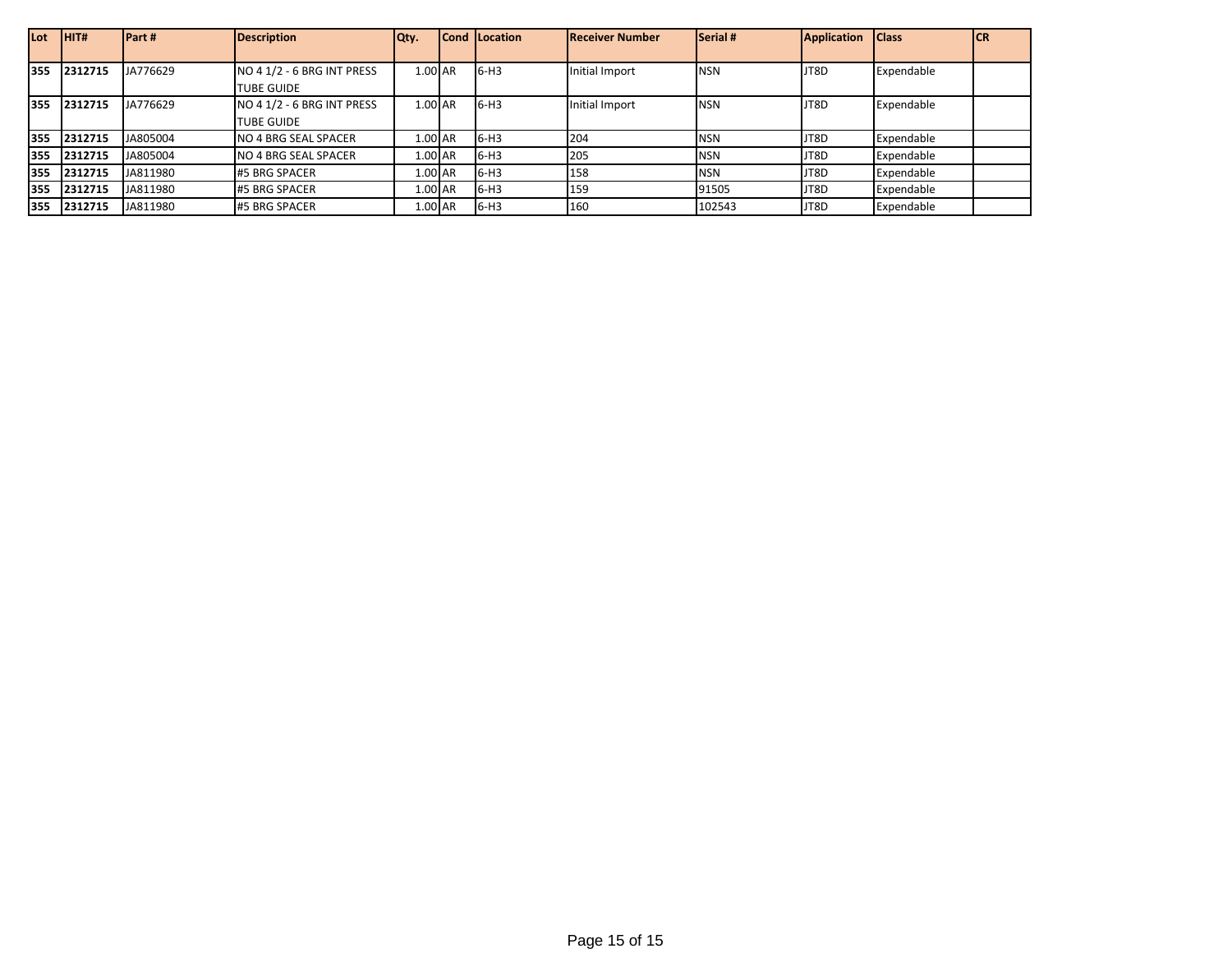| Lot | HIT# | Part # | Description | Qty. | Cond | Location | Receiver Number | Serial # | Application | Class | CR |
|---|---|---|---|---|---|---|---|---|---|---|---|
| 355 | 2312715 | JA776629 | NO 4 1/2 - 6 BRG INT PRESS TUBE GUIDE | 1.00 | AR | 6-H3 | Initial Import | NSN | JT8D | Expendable | |
| 355 | 2312715 | JA776629 | NO 4 1/2 - 6 BRG INT PRESS TUBE GUIDE | 1.00 | AR | 6-H3 | Initial Import | NSN | JT8D | Expendable | |
| 355 | 2312715 | JA805004 | NO 4 BRG SEAL SPACER | 1.00 | AR | 6-H3 | 204 | NSN | JT8D | Expendable | |
| 355 | 2312715 | JA805004 | NO 4 BRG SEAL SPACER | 1.00 | AR | 6-H3 | 205 | NSN | JT8D | Expendable | |
| 355 | 2312715 | JA811980 | #5 BRG SPACER | 1.00 | AR | 6-H3 | 158 | NSN | JT8D | Expendable | |
| 355 | 2312715 | JA811980 | #5 BRG SPACER | 1.00 | AR | 6-H3 | 159 | 91505 | JT8D | Expendable | |
| 355 | 2312715 | JA811980 | #5 BRG SPACER | 1.00 | AR | 6-H3 | 160 | 102543 | JT8D | Expendable | |